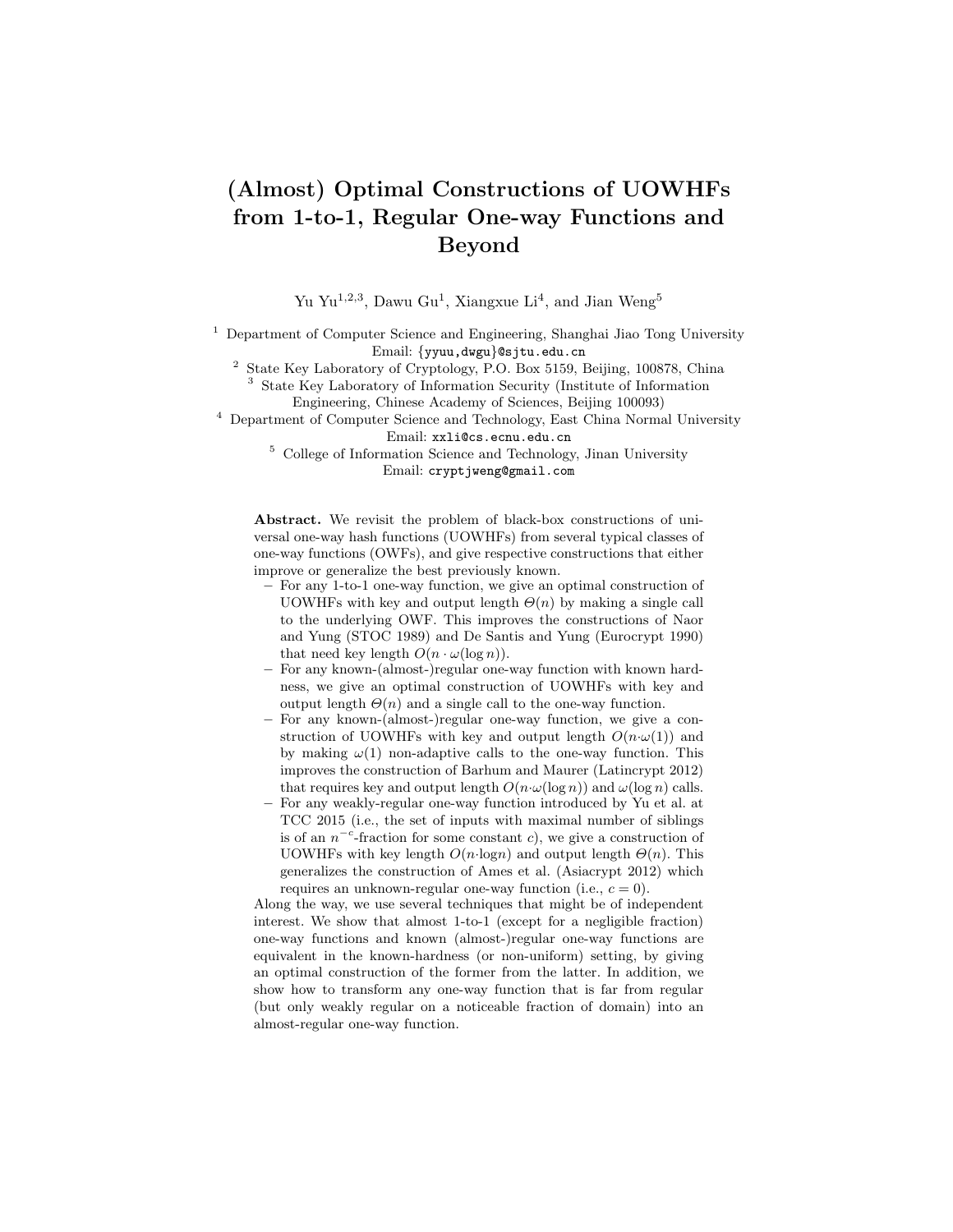# (Almost) Optimal Constructions of UOWHFs from 1-to-1, Regular One-way Functions and Beyond

Yu Yu[1,2,3], Dawu Gu[1], Xiangxue Li[4], and Jian Weng[5]

[1] Department of Computer Science and Engineering, Shanghai Jiao Tong University
Email: {yyuu,dwgu}@sjtu.edu.cn

[2] State Key Laboratory of Cryptology, P.O. Box 5159, Beijing, 100878, China

[3] State Key Laboratory of Information Security (Institute of Information Engineering, Chinese Academy of Sciences, Beijing 100093)

[4] Department of Computer Science and Technology, East China Normal University
Email: xxli@cs.ecnu.edu.cn

[5] College of Information Science and Technology, Jinan University
Email: cryptjweng@gmail.com

**Abstract.** We revisit the problem of black-box constructions of universal one-way hash functions (UOWHFs) from several typical classes of one-way functions (OWFs), and give respective constructions that either improve or generalize the best previously known.

- For any 1-to-1 one-way function, we give an optimal construction of UOWHFs with key and output length $\Theta(n)$ by making a single call to the underlying OWF. This improves the constructions of Naor and Yung (STOC 1989) and De Santis and Yung (Eurocrypt 1990) that need key length $O(n \cdot \omega(\log n))$.
- For any known-(almost-)regular one-way function with known hardness, we give an optimal construction of UOWHFs with key and output length $\Theta(n)$ and a single call to the one-way function.
- For any known-(almost-)regular one-way function, we give a construction of UOWHFs with key and output length $O(n{\cdot}\omega(1))$ and by making $\omega(1)$ non-adaptive calls to the one-way function. This improves the construction of Barhum and Maurer (Latincrypt 2012) that requires key and output length $O(n{\cdot}\omega(\log n))$ and $\omega(\log n)$ calls.
- For any weakly-regular one-way function introduced by Yu et al. at TCC 2015 (i.e., the set of inputs with maximal number of siblings is of an $n^{-c}$-fraction for some constant $c$), we give a construction of UOWHFs with key length $O(n{\cdot}\log n)$ and output length $\Theta(n)$. This generalizes the construction of Ames et al. (Asiacrypt 2012) which requires an unknown-regular one-way function (i.e., $c = 0$).

Along the way, we use several techniques that might be of independent interest. We show that almost 1-to-1 (except for a negligible fraction) one-way functions and known (almost-)regular one-way functions are equivalent in the known-hardness (or non-uniform) setting, by giving an optimal construction of the former from the latter. In addition, we show how to transform any one-way function that is far from regular (but only weakly regular on a noticeable fraction of domain) into an almost-regular one-way function.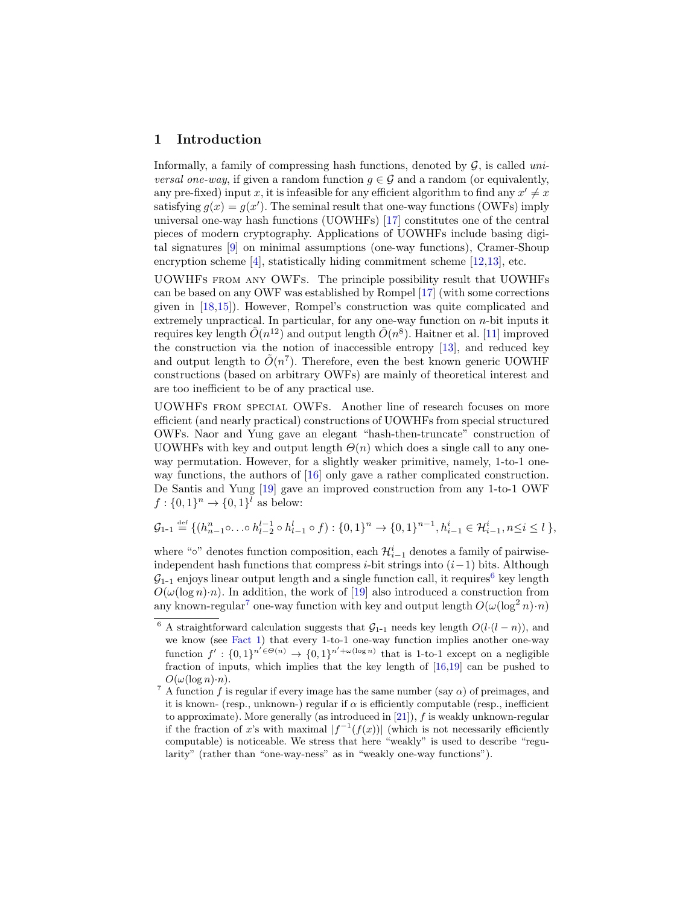## 1 Introduction

Informally, a family of compressing hash functions, denoted by $\mathcal{G}$, is called *universal one-way*, if given a random function $g \in \mathcal{G}$ and a random (or equivalently, any pre-fixed) input $x$, it is infeasible for any efficient algorithm to find any $x' \neq x$ satisfying $g(x) = g(x')$. The seminal result that one-way functions (OWFs) imply universal one-way hash functions (UOWHFs) [17] constitutes one of the central pieces of modern cryptography. Applications of UOWHFs include basing digital signatures [9] on minimal assumptions (one-way functions), Cramer-Shoup encryption scheme [4], statistically hiding commitment scheme [12,13], etc.

UOWHFs from any OWFs. The principle possibility result that UOWHFs can be based on any OWF was established by Rompel [17] (with some corrections given in [18,15]). However, Rompel's construction was quite complicated and extremely unpractical. In particular, for any one-way function on $n$-bit inputs it requires key length $\tilde{O}(n^{12})$ and output length $\tilde{O}(n^8)$. Haitner et al. [11] improved the construction via the notion of inaccessible entropy [13], and reduced key and output length to $\tilde{O}(n^7)$. Therefore, even the best known generic UOWHF constructions (based on arbitrary OWFs) are mainly of theoretical interest and are too inefficient to be of any practical use.

UOWHFs from special OWFs. Another line of research focuses on more efficient (and nearly practical) constructions of UOWHFs from special structured OWFs. Naor and Yung gave an elegant "hash-then-truncate" construction of UOWHFs with key and output length $\Theta(n)$ which does a single call to any one-way permutation. However, for a slightly weaker primitive, namely, 1-to-1 one-way functions, the authors of [16] only gave a rather complicated construction. De Santis and Yung [19] gave an improved construction from any 1-to-1 OWF $f : \{0,1\}^n \to \{0,1\}^l$ as below:

$$\mathcal{G}_{\text{1-1}} \stackrel{\text{def}}{=} \{(h_{n-1}^{n} \circ \ldots \circ h_{l-2}^{l-1} \circ h_{l-1}^{l} \circ f) : \{0,1\}^n \to \{0,1\}^{n-1}, h_{i-1}^{i} \in \mathcal{H}_{i-1}^{i}, n \le i \le l \},$$

where "$\circ$" denotes function composition, each $\mathcal{H}_{i-1}^{i}$ denotes a family of pairwise-independent hash functions that compress $i$-bit strings into $(i-1)$ bits. Although $\mathcal{G}_{\text{1-1}}$ enjoys linear output length and a single function call, it requires[6] key length $O(\omega(\log n) \cdot n)$. In addition, the work of [19] also introduced a construction from any known-regular[7] one-way function with key and output length $O(\omega(\log^2 n) \cdot n)$

[6] A straightforward calculation suggests that $\mathcal{G}_{\text{1-1}}$ needs key length $O(l \cdot (l-n))$, and we know (see Fact 1) that every 1-to-1 one-way function implies another one-way function $f' : \{0,1\}^{n' \in \Theta(n)} \to \{0,1\}^{n' + \omega(\log n)}$ that is 1-to-1 except on a negligible fraction of inputs, which implies that the key length of [16,19] can be pushed to $O(\omega(\log n) \cdot n)$.

[7] A function $f$ is regular if every image has the same number (say $\alpha$) of preimages, and it is known- (resp., unknown-) regular if $\alpha$ is efficiently computable (resp., inefficient to approximate). More generally (as introduced in [21]), $f$ is weakly unknown-regular if the fraction of $x$'s with maximal $|f^{-1}(f(x))|$ (which is not necessarily efficiently computable) is noticeable. We stress that here "weakly" is used to describe "regularity" (rather than "one-way-ness" as in "weakly one-way functions").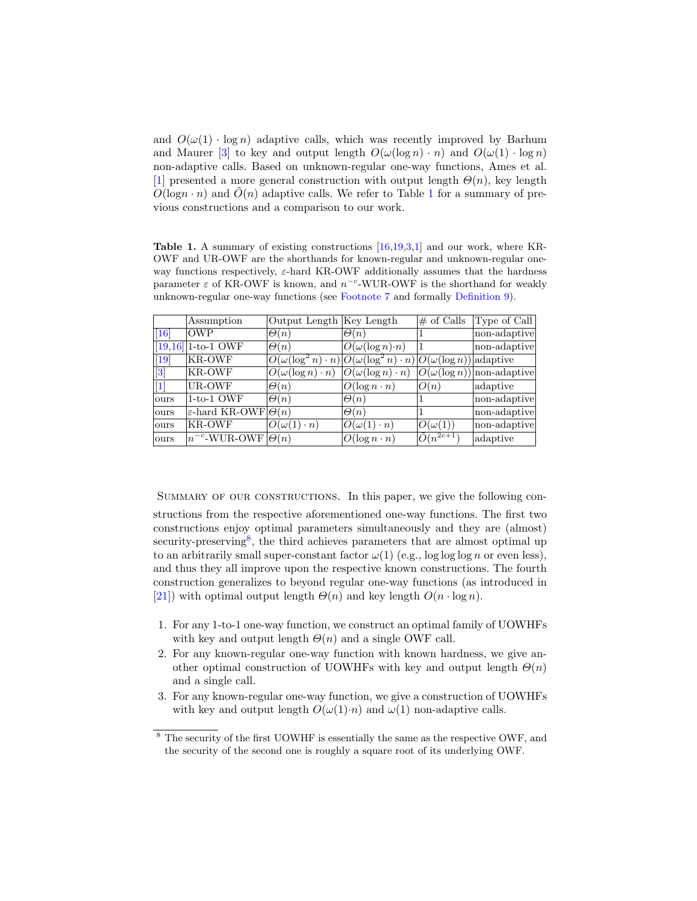and $O(\omega(1) \cdot \log n)$ adaptive calls, which was recently improved by Barhum and Maurer [3] to key and output length $O(\omega(\log n) \cdot n)$ and $O(\omega(1) \cdot \log n)$ non-adaptive calls. Based on unknown-regular one-way functions, Ames et al. [1] presented a more general construction with output length $\Theta(n)$, key length $O(\log n \cdot n)$ and $\tilde{O}(n)$ adaptive calls. We refer to Table 1 for a summary of previous constructions and a comparison to our work.

**Table 1.** A summary of existing constructions [16,19,3,1] and our work, where KR-OWF and UR-OWF are the shorthands for known-regular and unknown-regular one-way functions respectively, $\varepsilon$-hard KR-OWF additionally assumes that the hardness parameter $\varepsilon$ of KR-OWF is known, and $n^{-c}$-WUR-OWF is the shorthand for weakly unknown-regular one-way functions (see Footnote 7 and formally Definition 9).

| | Assumption | Output Length | Key Length | # of Calls | Type of Call |
|---|---|---|---|---|---|
| [16] | OWP | $\Theta(n)$ | $\Theta(n)$ | 1 | non-adaptive |
| [19,16] | 1-to-1 OWF | $\Theta(n)$ | $O(\omega(\log n) \cdot n)$ | 1 | non-adaptive |
| [19] | KR-OWF | $O(\omega(\log^2 n) \cdot n)$ | $O(\omega(\log^2 n) \cdot n)$ | $O(\omega(\log n))$ | adaptive |
| [3] | KR-OWF | $O(\omega(\log n) \cdot n)$ | $O(\omega(\log n) \cdot n)$ | $O(\omega(\log n))$ | non-adaptive |
| [1] | UR-OWF | $\Theta(n)$ | $O(\log n \cdot n)$ | $O(n)$ | adaptive |
| ours | 1-to-1 OWF | $\Theta(n)$ | $\Theta(n)$ | 1 | non-adaptive |
| ours | $\varepsilon$-hard KR-OWF | $\Theta(n)$ | $\Theta(n)$ | 1 | non-adaptive |
| ours | KR-OWF | $O(\omega(1) \cdot n)$ | $O(\omega(1) \cdot n)$ | $O(\omega(1))$ | non-adaptive |
| ours | $n^{-c}$-WUR-OWF | $\Theta(n)$ | $O(\log n \cdot n)$ | $\tilde{O}(n^{2c+1})$ | adaptive |

Summary of our constructions. In this paper, we give the following constructions from the respective aforementioned one-way functions. The first two constructions enjoy optimal parameters simultaneously and they are (almost) security-preserving[8], the third achieves parameters that are almost optimal up to an arbitrarily small super-constant factor $\omega(1)$ (e.g., $\log\log\log n$ or even less), and thus they all improve upon the respective known constructions. The fourth construction generalizes to beyond regular one-way functions (as introduced in [21]) with optimal output length $\Theta(n)$ and key length $O(n \cdot \log n)$.

1. For any 1-to-1 one-way function, we construct an optimal family of UOWHFs with key and output length $\Theta(n)$ and a single OWF call.
2. For any known-regular one-way function with known hardness, we give another optimal construction of UOWHFs with key and output length $\Theta(n)$ and a single call.
3. For any known-regular one-way function, we give a construction of UOWHFs with key and output length $O(\omega(1) \cdot n)$ and $\omega(1)$ non-adaptive calls.

[8] The security of the first UOWHF is essentially the same as the respective OWF, and the security of the second one is roughly a square root of its underlying OWF.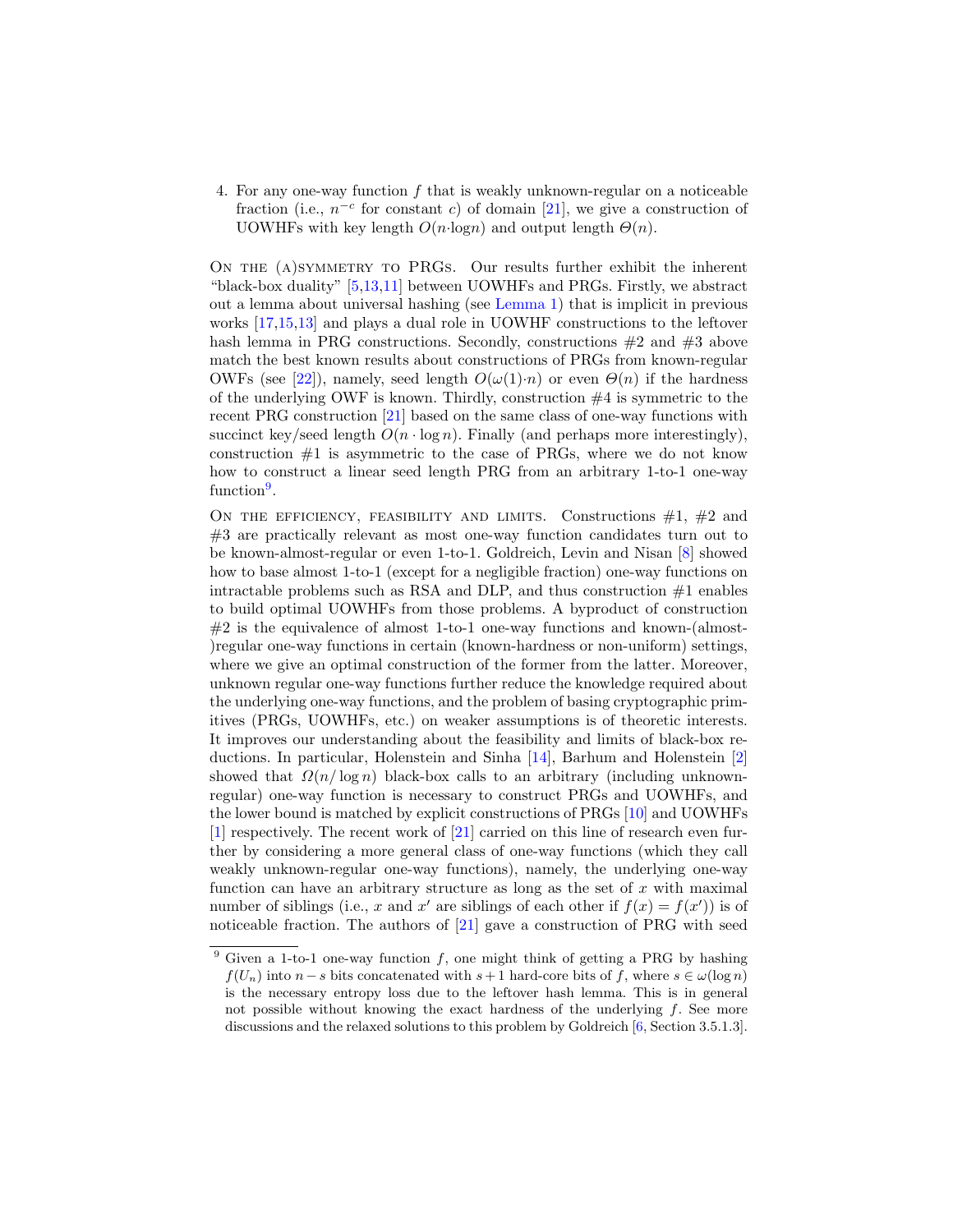4. For any one-way function $f$ that is weakly unknown-regular on a noticeable fraction (i.e., $n^{-c}$ for constant $c$) of domain [21], we give a construction of UOWHFs with key length $O(n{\cdot}\log n)$ and output length $\Theta(n)$.

On the (a)symmetry to PRGs. Our results further exhibit the inherent "black-box duality" [5,13,11] between UOWHFs and PRGs. Firstly, we abstract out a lemma about universal hashing (see Lemma 1) that is implicit in previous works [17,15,13] and plays a dual role in UOWHF constructions to the leftover hash lemma in PRG constructions. Secondly, constructions #2 and #3 above match the best known results about constructions of PRGs from known-regular OWFs (see [22]), namely, seed length $O(\omega(1){\cdot}n)$ or even $\Theta(n)$ if the hardness of the underlying OWF is known. Thirdly, construction #4 is symmetric to the recent PRG construction [21] based on the same class of one-way functions with succinct key/seed length $O(n \cdot \log n)$. Finally (and perhaps more interestingly), construction #1 is asymmetric to the case of PRGs, where we do not know how to construct a linear seed length PRG from an arbitrary 1-to-1 one-way function[9].

On the efficiency, feasibility and limits. Constructions #1, #2 and #3 are practically relevant as most one-way function candidates turn out to be known-almost-regular or even 1-to-1. Goldreich, Levin and Nisan [8] showed how to base almost 1-to-1 (except for a negligible fraction) one-way functions on intractable problems such as RSA and DLP, and thus construction #1 enables to build optimal UOWHFs from those problems. A byproduct of construction #2 is the equivalence of almost 1-to-1 one-way functions and known-(almost-)regular one-way functions in certain (known-hardness or non-uniform) settings, where we give an optimal construction of the former from the latter. Moreover, unknown regular one-way functions further reduce the knowledge required about the underlying one-way functions, and the problem of basing cryptographic primitives (PRGs, UOWHFs, etc.) on weaker assumptions is of theoretic interests. It improves our understanding about the feasibility and limits of black-box reductions. In particular, Holenstein and Sinha [14], Barhum and Holenstein [2] showed that $\Omega(n/\log n)$ black-box calls to an arbitrary (including unknown-regular) one-way function is necessary to construct PRGs and UOWHFs, and the lower bound is matched by explicit constructions of PRGs [10] and UOWHFs [1] respectively. The recent work of [21] carried on this line of research even further by considering a more general class of one-way functions (which they call weakly unknown-regular one-way functions), namely, the underlying one-way function can have an arbitrary structure as long as the set of $x$ with maximal number of siblings (i.e., $x$ and $x'$ are siblings of each other if $f(x) = f(x')$) is of noticeable fraction. The authors of [21] gave a construction of PRG with seed

[9] Given a 1-to-1 one-way function $f$, one might think of getting a PRG by hashing $f(U_n)$ into $n-s$ bits concatenated with $s+1$ hard-core bits of $f$, where $s \in \omega(\log n)$ is the necessary entropy loss due to the leftover hash lemma. This is in general not possible without knowing the exact hardness of the underlying $f$. See more discussions and the relaxed solutions to this problem by Goldreich [6, Section 3.5.1.3].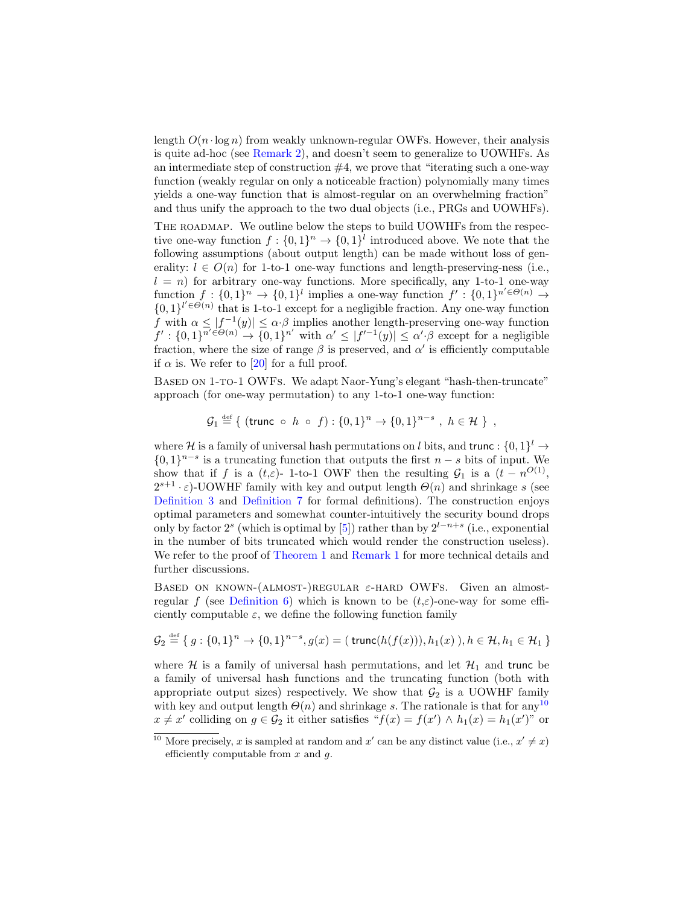length $O(n \cdot \log n)$ from weakly unknown-regular OWFs. However, their analysis is quite ad-hoc (see Remark 2), and doesn't seem to generalize to UOWHFs. As an intermediate step of construction #4, we prove that "iterating such a one-way function (weakly regular on only a noticeable fraction) polynomially many times yields a one-way function that is almost-regular on an overwhelming fraction" and thus unify the approach to the two dual objects (i.e., PRGs and UOWHFs).

**The roadmap.** We outline below the steps to build UOWHFs from the respective one-way function $f : \{0,1\}^n \to \{0,1\}^l$ introduced above. We note that the following assumptions (about output length) can be made without loss of generality: $l \in O(n)$ for 1-to-1 one-way functions and length-preserving-ness (i.e., $l = n$) for arbitrary one-way functions. More specifically, any 1-to-1 one-way function $f : \{0,1\}^n \to \{0,1\}^l$ implies a one-way function $f' : \{0,1\}^{n' \in \Theta(n)} \to \{0,1\}^{l' \in \Theta(n)}$ that is 1-to-1 except for a negligible fraction. Any one-way function $f$ with $\alpha \le |f^{-1}(y)| \le \alpha \cdot \beta$ implies another length-preserving one-way function $f' : \{0,1\}^{n' \in \Theta(n)} \to \{0,1\}^{n'}$ with $\alpha' \le |f'^{-1}(y)| \le \alpha' \cdot \beta$ except for a negligible fraction, where the size of range $\beta$ is preserved, and $\alpha'$ is efficiently computable if $\alpha$ is. We refer to [20] for a full proof.

**Based on 1-to-1 OWFs.** We adapt Naor-Yung's elegant "hash-then-truncate" approach (for one-way permutation) to any 1-to-1 one-way function:

$$\mathcal{G}_1 \stackrel{\text{def}}{=} \{ \ (\mathsf{trunc} \ \circ \ h \ \circ \ f) : \{0,1\}^n \to \{0,1\}^{n-s} \ , \ h \in \mathcal{H} \ \} \ ,$$

where $\mathcal{H}$ is a family of universal hash permutations on $l$ bits, and $\mathsf{trunc} : \{0,1\}^l \to \{0,1\}^{n-s}$ is a truncating function that outputs the first $n-s$ bits of input. We show that if $f$ is a $(t,\varepsilon)$- 1-to-1 OWF then the resulting $\mathcal{G}_1$ is a $(t - n^{O(1)}, 2^{s+1} \cdot \varepsilon)$-UOWHF family with key and output length $\Theta(n)$ and shrinkage $s$ (see Definition 3 and Definition 7 for formal definitions). The construction enjoys optimal parameters and somewhat counter-intuitively the security bound drops only by factor $2^s$ (which is optimal by [5]) rather than by $2^{l-n+s}$ (i.e., exponential in the number of bits truncated which would render the construction useless). We refer to the proof of Theorem 1 and Remark 1 for more technical details and further discussions.

**Based on known-(almost-)regular $\varepsilon$-hard OWFs.** Given an almost-regular $f$ (see Definition 6) which is known to be $(t,\varepsilon)$-one-way for some efficiently computable $\varepsilon$, we define the following function family

$$\mathcal{G}_2 \stackrel{\text{def}}{=} \{ \ g : \{0,1\}^n \to \{0,1\}^{n-s}, g(x) = (\ \mathsf{trunc}(h(f(x))), h_1(x) \ ), h \in \mathcal{H}, h_1 \in \mathcal{H}_1 \ \}$$

where $\mathcal{H}$ is a family of universal hash permutations, and let $\mathcal{H}_1$ and $\mathsf{trunc}$ be a family of universal hash functions and the truncating function (both with appropriate output sizes) respectively. We show that $\mathcal{G}_2$ is a UOWHF family with key and output length $\Theta(n)$ and shrinkage $s$. The rationale is that for any[10] $x \neq x'$ colliding on $g \in \mathcal{G}_2$ it either satisfies "$f(x) = f(x') \wedge h_1(x) = h_1(x')$" or

[10] More precisely, $x$ is sampled at random and $x'$ can be any distinct value (i.e., $x' \neq x$) efficiently computable from $x$ and $g$.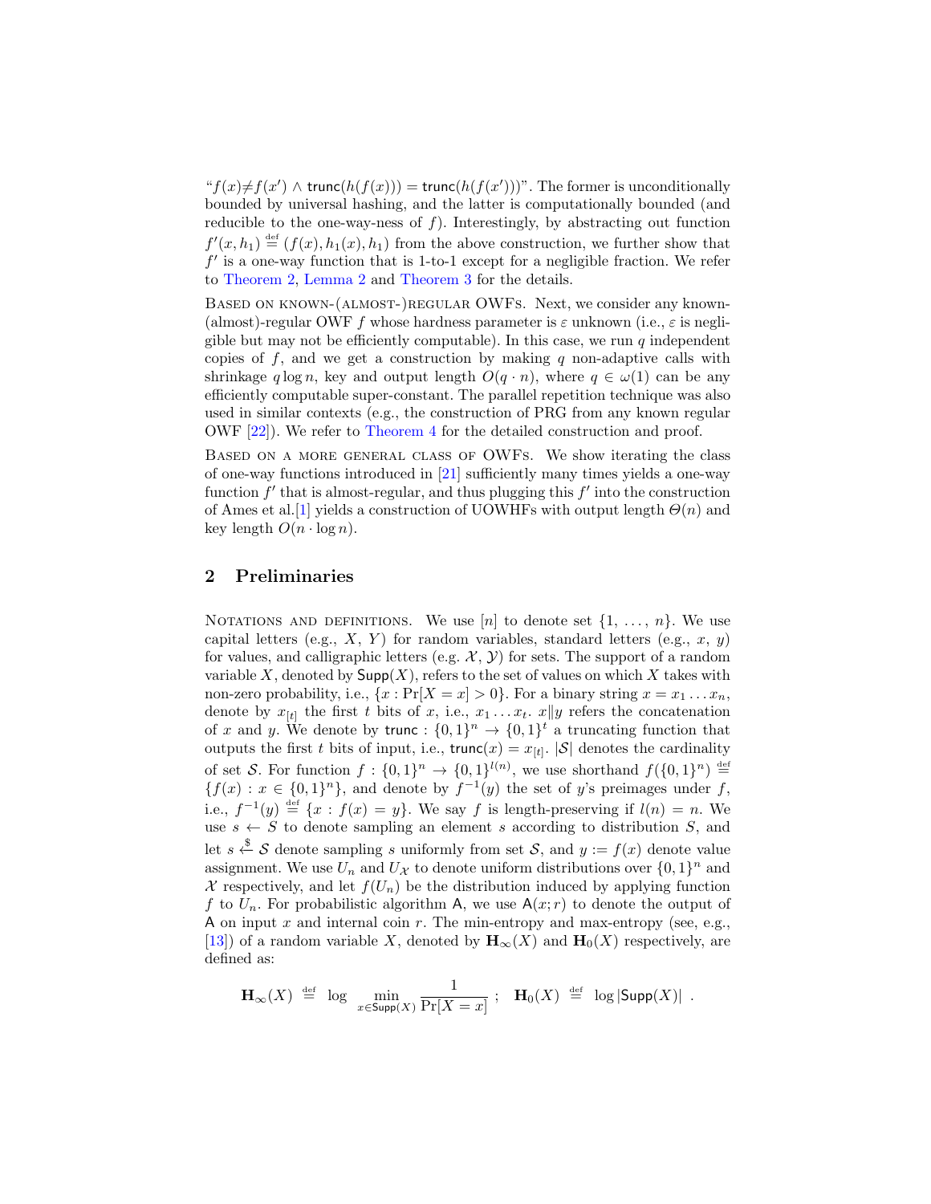"$f(x) \neq f(x') \wedge \mathsf{trunc}(h(f(x))) = \mathsf{trunc}(h(f(x')))$". The former is unconditionally bounded by universal hashing, and the latter is computationally bounded (and reducible to the one-way-ness of $f$). Interestingly, by abstracting out function $f'(x, h_1) \stackrel{\text{def}}{=} (f(x), h_1(x), h_1)$ from the above construction, we further show that $f'$ is a one-way function that is 1-to-1 except for a negligible fraction. We refer to Theorem 2, Lemma 2 and Theorem 3 for the details.

Based on known-(almost-)regular OWFs. Next, we consider any known-(almost)-regular OWF $f$ whose hardness parameter is $\varepsilon$ unknown (i.e., $\varepsilon$ is negligible but may not be efficiently computable). In this case, we run $q$ independent copies of $f$, and we get a construction by making $q$ non-adaptive calls with shrinkage $q \log n$, key and output length $O(q \cdot n)$, where $q \in \omega(1)$ can be any efficiently computable super-constant. The parallel repetition technique was also used in similar contexts (e.g., the construction of PRG from any known regular OWF [22]). We refer to Theorem 4 for the detailed construction and proof.

Based on a more general class of OWFs. We show iterating the class of one-way functions introduced in [21] sufficiently many times yields a one-way function $f'$ that is almost-regular, and thus plugging this $f'$ into the construction of Ames et al.[1] yields a construction of UOWHFs with output length $\Theta(n)$ and key length $O(n \cdot \log n)$.

## 2 Preliminaries

Notations and definitions. We use $[n]$ to denote set $\{1, \ldots, n\}$. We use capital letters (e.g., $X$, $Y$) for random variables, standard letters (e.g., $x$, $y$) for values, and calligraphic letters (e.g. $\mathcal{X}$, $\mathcal{Y}$) for sets. The support of a random variable $X$, denoted by $\mathsf{Supp}(X)$, refers to the set of values on which $X$ takes with non-zero probability, i.e., $\{x : \Pr[X = x] > 0\}$. For a binary string $x = x_1 \ldots x_n$, denote by $x_{[t]}$ the first $t$ bits of $x$, i.e., $x_1 \ldots x_t$. $x \| y$ refers the concatenation of $x$ and $y$. We denote by $\mathsf{trunc} : \{0,1\}^n \rightarrow \{0,1\}^t$ a truncating function that outputs the first $t$ bits of input, i.e., $\mathsf{trunc}(x) = x_{[t]}$. $|\mathcal{S}|$ denotes the cardinality of set $\mathcal{S}$. For function $f : \{0,1\}^n \rightarrow \{0,1\}^{l(n)}$, we use shorthand $f(\{0,1\}^n) \stackrel{\text{def}}{=} \{f(x) : x \in \{0,1\}^n\}$, and denote by $f^{-1}(y)$ the set of $y$'s preimages under $f$, i.e., $f^{-1}(y) \stackrel{\text{def}}{=} \{x : f(x) = y\}$. We say $f$ is length-preserving if $l(n) = n$. We use $s \leftarrow S$ to denote sampling an element $s$ according to distribution $S$, and let $s \xleftarrow{\$} \mathcal{S}$ denote sampling $s$ uniformly from set $\mathcal{S}$, and $y := f(x)$ denote value assignment. We use $U_n$ and $U_{\mathcal{X}}$ to denote uniform distributions over $\{0,1\}^n$ and $\mathcal{X}$ respectively, and let $f(U_n)$ be the distribution induced by applying function $f$ to $U_n$. For probabilistic algorithm $\mathsf{A}$, we use $\mathsf{A}(x; r)$ to denote the output of $\mathsf{A}$ on input $x$ and internal coin $r$. The min-entropy and max-entropy (see, e.g., [13]) of a random variable $X$, denoted by $\mathbf{H}_\infty(X)$ and $\mathbf{H}_0(X)$ respectively, are defined as:

$$\mathbf{H}_\infty(X) \stackrel{\text{def}}{=} \log \min_{x \in \mathsf{Supp}(X)} \frac{1}{\Pr[X = x]} \; ; \quad \mathbf{H}_0(X) \stackrel{\text{def}}{=} \log |\mathsf{Supp}(X)| \; .$$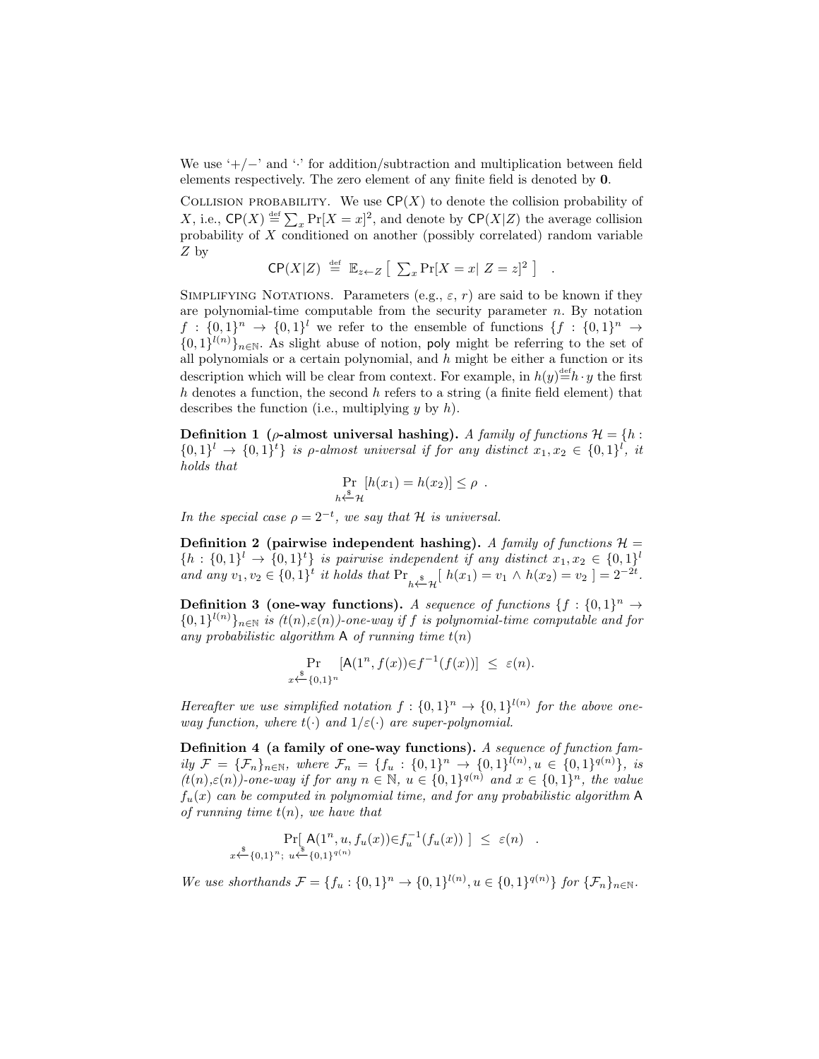We use '+/−' and '·' for addition/subtraction and multiplication between field elements respectively. The zero element of any finite field is denoted by $\mathbf{0}$.

COLLISION PROBABILITY. We use $\mathsf{CP}(X)$ to denote the collision probability of $X$, i.e., $\mathsf{CP}(X) \stackrel{\text{def}}{=} \sum_x \Pr[X = x]^2$, and denote by $\mathsf{CP}(X|Z)$ the average collision probability of $X$ conditioned on another (possibly correlated) random variable $Z$ by

$$\mathsf{CP}(X|Z) \stackrel{\text{def}}{=} \mathbb{E}_{z \leftarrow Z} \left[ \sum_x \Pr[X = x | \ Z = z]^2 \right] \quad .$$

SIMPLIFYING NOTATIONS. Parameters (e.g., $\varepsilon$, $r$) are said to be known if they are polynomial-time computable from the security parameter $n$. By notation $f : \{0,1\}^n \to \{0,1\}^l$ we refer to the ensemble of functions $\{f : \{0,1\}^n \to \{0,1\}^{l(n)}\}_{n \in \mathbb{N}}$. As slight abuse of notion, $\mathsf{poly}$ might be referring to the set of all polynomials or a certain polynomial, and $h$ might be either a function or its description which will be clear from context. For example, in $h(y) \stackrel{\text{def}}{=} h \cdot y$ the first $h$ denotes a function, the second $h$ refers to a string (a finite field element) that describes the function (i.e., multiplying $y$ by $h$).

**Definition 1 ($\rho$-almost universal hashing).** *A family of functions $\mathcal{H} = \{h : \{0,1\}^l \to \{0,1\}^t\}$ is $\rho$-almost universal if for any distinct $x_1, x_2 \in \{0,1\}^l$, it holds that*

$$\Pr_{h \xleftarrow{\$} \mathcal{H}} [h(x_1) = h(x_2)] \leq \rho \ .$$

*In the special case $\rho = 2^{-t}$, we say that $\mathcal{H}$ is universal.*

**Definition 2 (pairwise independent hashing).** *A family of functions $\mathcal{H} = \{h : \{0,1\}^l \to \{0,1\}^t\}$ is pairwise independent if any distinct $x_1, x_2 \in \{0,1\}^l$ and any $v_1, v_2 \in \{0,1\}^t$ it holds that $\Pr_{h \xleftarrow{\$} \mathcal{H}}[\ h(x_1) = v_1 \wedge h(x_2) = v_2\ ] = 2^{-2t}$.*

**Definition 3 (one-way functions).** *A sequence of functions $\{f : \{0,1\}^n \to \{0,1\}^{l(n)}\}_{n \in \mathbb{N}}$ is $(t(n),\varepsilon(n))$-one-way if $f$ is polynomial-time computable and for any probabilistic algorithm $\mathsf{A}$ of running time $t(n)$*

$$\Pr_{x \xleftarrow{\$} \{0,1\}^n} [\mathsf{A}(1^n, f(x)) \in f^{-1}(f(x))] \ \leq \ \varepsilon(n).$$

*Hereafter we use simplified notation $f : \{0,1\}^n \to \{0,1\}^{l(n)}$ for the above one-way function, where $t(\cdot)$ and $1/\varepsilon(\cdot)$ are super-polynomial.*

**Definition 4 (a family of one-way functions).** *A sequence of function family $\mathcal{F} = \{\mathcal{F}_n\}_{n \in \mathbb{N}}$, where $\mathcal{F}_n = \{f_u : \{0,1\}^n \to \{0,1\}^{l(n)}, u \in \{0,1\}^{q(n)}\}$, is $(t(n),\varepsilon(n))$-one-way if for any $n \in \mathbb{N}$, $u \in \{0,1\}^{q(n)}$ and $x \in \{0,1\}^n$, the value $f_u(x)$ can be computed in polynomial time, and for any probabilistic algorithm $\mathsf{A}$ of running time $t(n)$, we have that*

$$\Pr_{x \xleftarrow{\$} \{0,1\}^n;\ u \xleftarrow{\$} \{0,1\}^{q(n)}} [\ \mathsf{A}(1^n, u, f_u(x)) \in f_u^{-1}(f_u(x))\ ] \ \leq \ \varepsilon(n) \quad .$$

*We use shorthands $\mathcal{F} = \{f_u : \{0,1\}^n \to \{0,1\}^{l(n)}, u \in \{0,1\}^{q(n)}\}$ for $\{\mathcal{F}_n\}_{n \in \mathbb{N}}$.*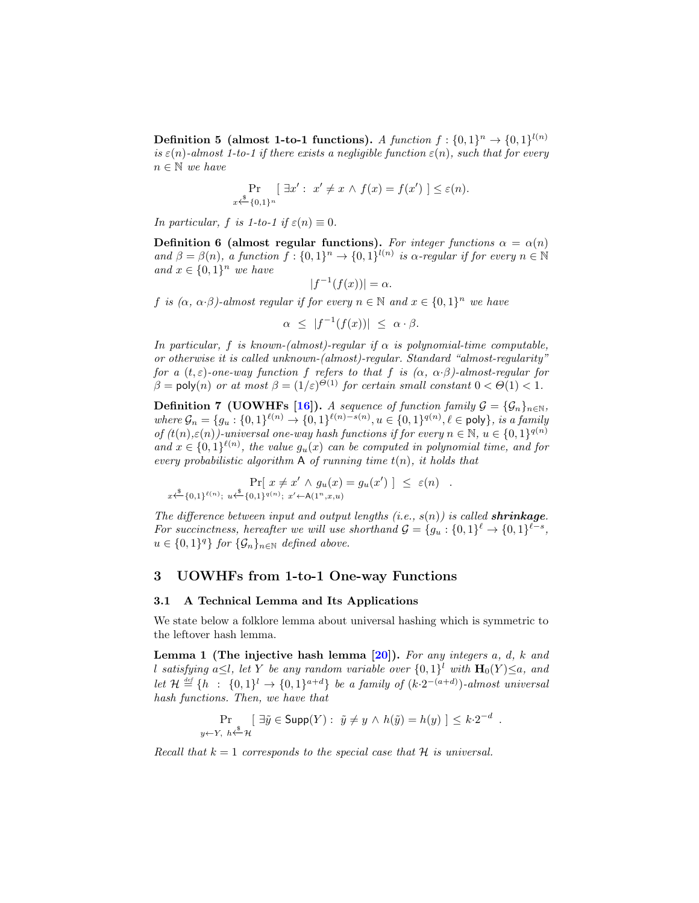**Definition 5 (almost 1-to-1 functions).** *A function $f : \{0,1\}^n \to \{0,1\}^{l(n)}$ is $\varepsilon(n)$-almost 1-to-1 if there exists a negligible function $\varepsilon(n)$, such that for every $n \in \mathbb{N}$ we have*

$$\Pr_{x \xleftarrow{\$} \{0,1\}^n} [\ \exists x' :\ x' \neq x \wedge f(x) = f(x')\ ] \leq \varepsilon(n).$$

*In particular, $f$ is 1-to-1 if $\varepsilon(n) \equiv 0$.*

**Definition 6 (almost regular functions).** *For integer functions $\alpha = \alpha(n)$ and $\beta = \beta(n)$, a function $f : \{0,1\}^n \to \{0,1\}^{l(n)}$ is $\alpha$-regular if for every $n \in \mathbb{N}$ and $x \in \{0,1\}^n$ we have*

$$|f^{-1}(f(x))| = \alpha.$$

*$f$ is $(\alpha,\ \alpha{\cdot}\beta)$-almost regular if for every $n \in \mathbb{N}$ and $x \in \{0,1\}^n$ we have*

$$\alpha\ \leq\ |f^{-1}(f(x))|\ \leq\ \alpha \cdot \beta.$$

*In particular, $f$ is known-(almost)-regular if $\alpha$ is polynomial-time computable, or otherwise it is called unknown-(almost)-regular. Standard "almost-regularity" for a $(t, \varepsilon)$-one-way function $f$ refers to that $f$ is $(\alpha,\ \alpha{\cdot}\beta)$-almost-regular for $\beta = \mathsf{poly}(n)$ or at most $\beta = (1/\varepsilon)^{\Theta(1)}$ for certain small constant $0 < \Theta(1) < 1$.*

**Definition 7 (UOWHFs [16]).** *A sequence of function family $\mathcal{G} = \{\mathcal{G}_n\}_{n \in \mathbb{N}}$, where $\mathcal{G}_n = \{g_u : \{0,1\}^{\ell(n)} \to \{0,1\}^{\ell(n)-s(n)}, u \in \{0,1\}^{q(n)}, \ell \in \mathsf{poly}\}$, is a family of $(t(n),\varepsilon(n))$-universal one-way hash functions if for every $n \in \mathbb{N}$, $u \in \{0,1\}^{q(n)}$ and $x \in \{0,1\}^{\ell(n)}$, the value $g_u(x)$ can be computed in polynomial time, and for every probabilistic algorithm $\mathsf{A}$ of running time $t(n)$, it holds that*

$$\Pr_{x \xleftarrow{\$} \{0,1\}^{\ell(n)};\ u \xleftarrow{\$} \{0,1\}^{q(n)};\ x' \leftarrow \mathsf{A}(1^n, x, u)} [\ x \neq x' \wedge g_u(x) = g_u(x')\ ]\ \leq\ \varepsilon(n)\quad .$$

*The difference between input and output lengths (i.e., $s(n)$) is called* ***shrinkage****. For succinctness, hereafter we will use shorthand $\mathcal{G} = \{g_u : \{0,1\}^{\ell} \to \{0,1\}^{\ell - s}$, $u \in \{0,1\}^q\}$ for $\{\mathcal{G}_n\}_{n \in \mathbb{N}}$ defined above.*

## 3 UOWHFs from 1-to-1 One-way Functions

### 3.1 A Technical Lemma and Its Applications

We state below a folklore lemma about universal hashing which is symmetric to the leftover hash lemma.

**Lemma 1 (The injective hash lemma [20]).** *For any integers $a$, $d$, $k$ and $l$ satisfying $a \leq l$, let $Y$ be any random variable over $\{0,1\}^l$ with $\mathbf{H}_0(Y) \leq a$, and let $\mathcal{H} \stackrel{def}{=} \{h\ :\ \{0,1\}^l \to \{0,1\}^{a+d}\}$ be a family of $(k{\cdot}2^{-(a+d)})$-almost universal hash functions. Then, we have that*

$$\Pr_{y \leftarrow Y,\ h \xleftarrow{\$} \mathcal{H}} [\ \exists \tilde{y} \in \mathsf{Supp}(Y) :\ \tilde{y} \neq y \wedge h(\tilde{y}) = h(y)\ ] \leq k{\cdot}2^{-d}\ .$$

*Recall that $k = 1$ corresponds to the special case that $\mathcal{H}$ is universal.*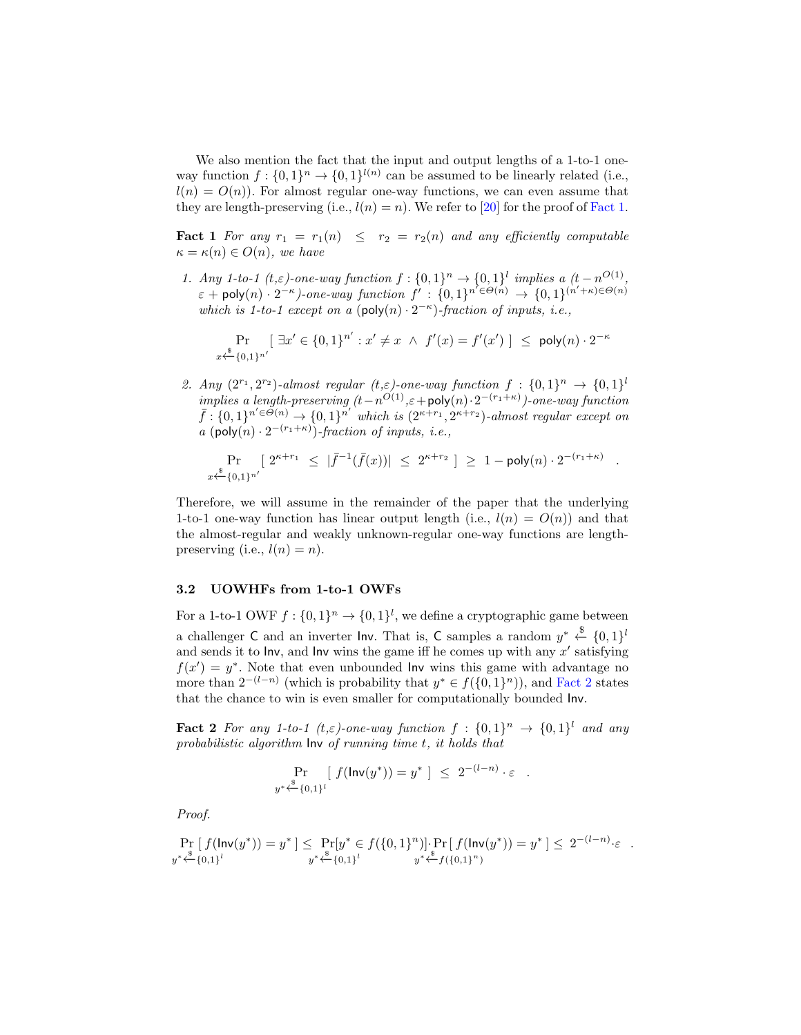We also mention the fact that the input and output lengths of a 1-to-1 one-way function $f : \{0,1\}^n \to \{0,1\}^{l(n)}$ can be assumed to be linearly related (i.e., $l(n) = O(n)$). For almost regular one-way functions, we can even assume that they are length-preserving (i.e., $l(n) = n$). We refer to [20] for the proof of Fact 1.

**Fact 1** *For any $r_1 = r_1(n) \le r_2 = r_2(n)$ and any efficiently computable $\kappa = \kappa(n) \in O(n)$, we have*

1. *Any 1-to-1 $(t,\varepsilon)$-one-way function $f : \{0,1\}^n \to \{0,1\}^l$ implies a $(t - n^{O(1)}, \varepsilon + \mathsf{poly}(n) \cdot 2^{-\kappa})$-one-way function $f' : \{0,1\}^{n' \in \Theta(n)} \to \{0,1\}^{(n'+\kappa) \in \Theta(n)}$ which is 1-to-1 except on a $(\mathsf{poly}(n) \cdot 2^{-\kappa})$-fraction of inputs, i.e.,*

$$\Pr_{x \xleftarrow{\$} \{0,1\}^{n'}} [\ \exists x' \in \{0,1\}^{n'} : x' \neq x \ \wedge \ f'(x) = f'(x')\ ] \ \le \ \mathsf{poly}(n) \cdot 2^{-\kappa}$$

2. *Any $(2^{r_1}, 2^{r_2})$-almost regular $(t,\varepsilon)$-one-way function $f : \{0,1\}^n \to \{0,1\}^l$ implies a length-preserving $(t - n^{O(1)}, \varepsilon + \mathsf{poly}(n) \cdot 2^{-(r_1+\kappa)})$-one-way function $\bar{f} : \{0,1\}^{n' \in \Theta(n)} \to \{0,1\}^{n'}$ which is $(2^{\kappa+r_1}, 2^{\kappa+r_2})$-almost regular except on a $(\mathsf{poly}(n) \cdot 2^{-(r_1+\kappa)})$-fraction of inputs, i.e.,*

$$\Pr_{x \xleftarrow{\$} \{0,1\}^{n'}} [\ 2^{\kappa+r_1} \ \le \ |\bar{f}^{-1}(\bar{f}(x))| \ \le \ 2^{\kappa+r_2}\ ] \ \ge \ 1 - \mathsf{poly}(n) \cdot 2^{-(r_1+\kappa)} \quad .$$

Therefore, we will assume in the remainder of the paper that the underlying 1-to-1 one-way function has linear output length (i.e., $l(n) = O(n)$) and that the almost-regular and weakly unknown-regular one-way functions are length-preserving (i.e., $l(n) = n$).

### 3.2 UOWHFs from 1-to-1 OWFs

For a 1-to-1 OWF $f : \{0,1\}^n \to \{0,1\}^l$, we define a cryptographic game between a challenger $\mathsf{C}$ and an inverter $\mathsf{Inv}$. That is, $\mathsf{C}$ samples a random $y^* \xleftarrow{\$} \{0,1\}^l$ and sends it to $\mathsf{Inv}$, and $\mathsf{Inv}$ wins the game iff he comes up with any $x'$ satisfying $f(x') = y^*$. Note that even unbounded $\mathsf{Inv}$ wins this game with advantage no more than $2^{-(l-n)}$ (which is probability that $y^* \in f(\{0,1\}^n)$), and Fact 2 states that the chance to win is even smaller for computationally bounded $\mathsf{Inv}$.

**Fact 2** *For any 1-to-1 $(t,\varepsilon)$-one-way function $f : \{0,1\}^n \to \{0,1\}^l$ and any probabilistic algorithm $\mathsf{Inv}$ of running time $t$, it holds that*

$$\Pr_{y^* \xleftarrow{\$} \{0,1\}^l} [\ f(\mathsf{Inv}(y^*)) = y^*\ ] \ \le \ 2^{-(l-n)} \cdot \varepsilon \quad .$$

*Proof.*

$$\Pr_{y^* \xleftarrow{\$} \{0,1\}^l} [\ f(\mathsf{Inv}(y^*)) = y^*\ ] \le \Pr_{y^* \xleftarrow{\$} \{0,1\}^l} [y^* \in f(\{0,1\}^n)] \cdot \Pr_{y^* \xleftarrow{\$} f(\{0,1\}^n)} [\ f(\mathsf{Inv}(y^*)) = y^*\ ] \le \ 2^{-(l-n)} \cdot \varepsilon \quad .$$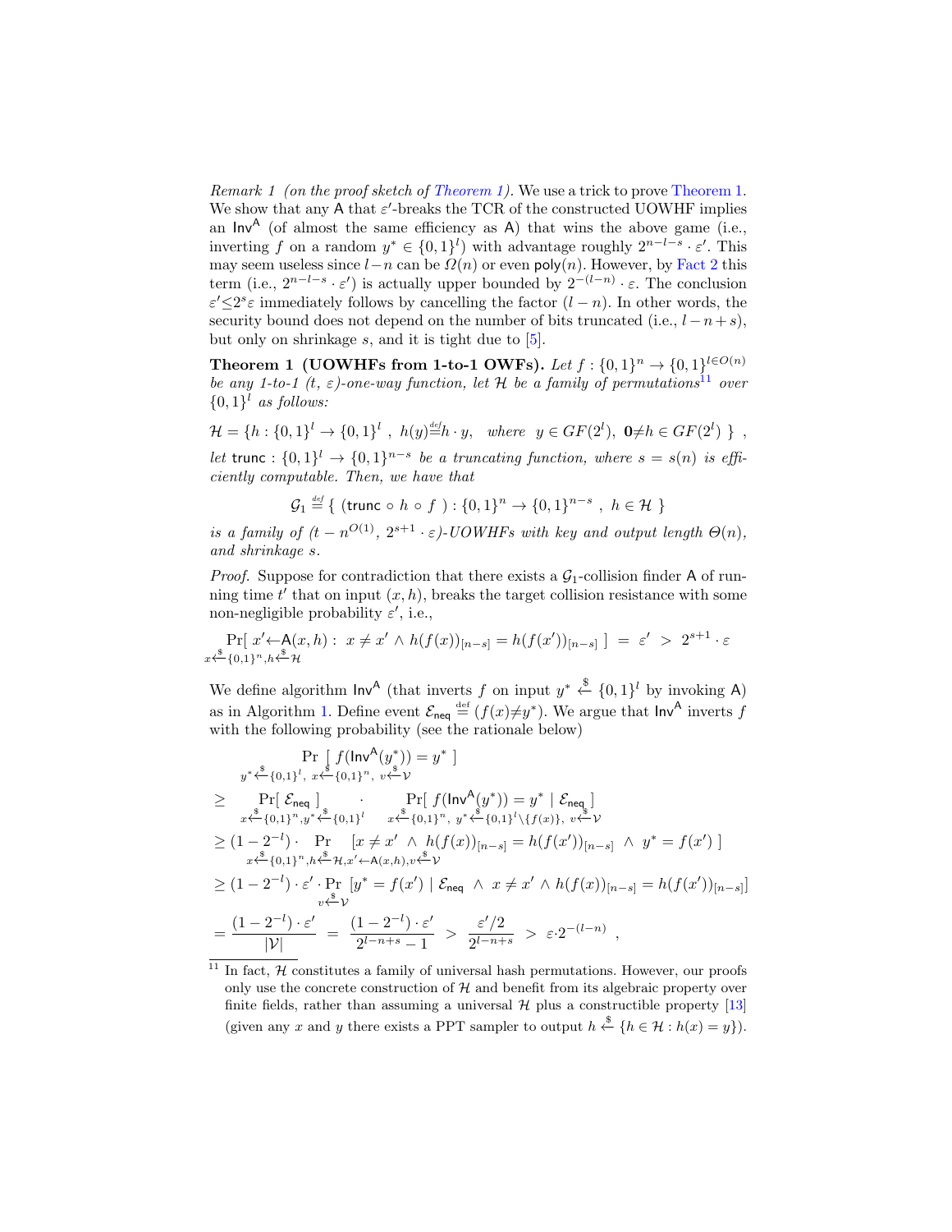*Remark 1 (on the proof sketch of Theorem 1).* We use a trick to prove Theorem 1. We show that any $\mathsf{A}$ that $\varepsilon'$-breaks the TCR of the constructed UOWHF implies an $\mathsf{Inv}^{\mathsf{A}}$ (of almost the same efficiency as $\mathsf{A}$) that wins the above game (i.e., inverting $f$ on a random $y^* \in \{0,1\}^l$) with advantage roughly $2^{n-l-s} \cdot \varepsilon'$. This may seem useless since $l-n$ can be $\Omega(n)$ or even $\mathsf{poly}(n)$. However, by Fact 2 this term (i.e., $2^{n-l-s} \cdot \varepsilon'$) is actually upper bounded by $2^{-(l-n)} \cdot \varepsilon$. The conclusion $\varepsilon' \leq 2^s \varepsilon$ immediately follows by cancelling the factor $(l-n)$. In other words, the security bound does not depend on the number of bits truncated (i.e., $l-n+s$), but only on shrinkage $s$, and it is tight due to [5].

**Theorem 1 (UOWHFs from 1-to-1 OWFs).** *Let $f : \{0,1\}^n \to \{0,1\}^{l \in O(n)}$ be any 1-to-1 $(t, \varepsilon)$-one-way function, let $\mathcal{H}$ be a family of permutations[11] over $\{0,1\}^l$ as follows:*

$$\mathcal{H} = \{h : \{0,1\}^l \to \{0,1\}^l \ , \ h(y) \stackrel{def}{=} h \cdot y, \quad where \ \ y \in GF(2^l), \ \mathbf{0} \neq h \in GF(2^l) \ \} \ ,$$

*let $\mathsf{trunc} : \{0,1\}^l \to \{0,1\}^{n-s}$ be a truncating function, where $s = s(n)$ is efficiently computable. Then, we have that*

$$\mathcal{G}_1 \stackrel{def}{=} \{ \ (\mathsf{trunc} \circ h \circ f \ ) : \{0,1\}^n \to \{0,1\}^{n-s} \ , \ h \in \mathcal{H} \ \}$$

*is a family of $(t - n^{O(1)},\ 2^{s+1} \cdot \varepsilon)$-UOWHFs with key and output length $\Theta(n)$, and shrinkage $s$.*

*Proof.* Suppose for contradiction that there exists a $\mathcal{G}_1$-collision finder $\mathsf{A}$ of running time $t'$ that on input $(x, h)$, breaks the target collision resistance with some non-negligible probability $\varepsilon'$, i.e.,

$$\Pr_{x \xleftarrow{\$} \{0,1\}^n, h \xleftarrow{\$} \mathcal{H}}[\ x' \leftarrow \mathsf{A}(x,h) : \ x \neq x' \wedge h(f(x))_{[n-s]} = h(f(x'))_{[n-s]} \ ] \ = \ \varepsilon' \ > \ 2^{s+1} \cdot \varepsilon$$

We define algorithm $\mathsf{Inv}^{\mathsf{A}}$ (that inverts $f$ on input $y^* \xleftarrow{\$} \{0,1\}^l$ by invoking $\mathsf{A}$) as in Algorithm 1. Define event $\mathcal{E}_{\mathsf{neq}} \stackrel{\text{def}}{=} (f(x) \neq y^*)$. We argue that $\mathsf{Inv}^{\mathsf{A}}$ inverts $f$ with the following probability (see the rationale below)

$$
\begin{aligned}
&\Pr_{y^* \xleftarrow{\$} \{0,1\}^l,\ x \xleftarrow{\$} \{0,1\}^n,\ v \xleftarrow{\$} \mathcal{V}}[\ f(\mathsf{Inv}^{\mathsf{A}}(y^*)) = y^* \ ] \\
\geq\ & \Pr_{x \xleftarrow{\$} \{0,1\}^n, y^* \xleftarrow{\$} \{0,1\}^l}[\ \mathcal{E}_{\mathsf{neq}} \ ] \quad \cdot \quad \Pr_{x \xleftarrow{\$} \{0,1\}^n,\ y^* \xleftarrow{\$} \{0,1\}^l \setminus \{f(x)\},\ v \xleftarrow{\$} \mathcal{V}}[\ f(\mathsf{Inv}^{\mathsf{A}}(y^*)) = y^* \mid \mathcal{E}_{\mathsf{neq}} \ ] \\
\geq\ & (1 - 2^{-l}) \cdot \Pr_{x \xleftarrow{\$} \{0,1\}^n, h \xleftarrow{\$} \mathcal{H}, x' \leftarrow \mathsf{A}(x,h), v \xleftarrow{\$} \mathcal{V}}[x \neq x' \ \wedge \ h(f(x))_{[n-s]} = h(f(x'))_{[n-s]} \ \wedge \ y^* = f(x') \ ] \\
\geq\ & (1 - 2^{-l}) \cdot \varepsilon' \cdot \Pr_{v \xleftarrow{\$} \mathcal{V}}[y^* = f(x') \mid \mathcal{E}_{\mathsf{neq}} \ \wedge \ x \neq x' \wedge h(f(x))_{[n-s]} = h(f(x'))_{[n-s]}] \\
=\ & \frac{(1 - 2^{-l}) \cdot \varepsilon'}{|\mathcal{V}|} \ = \ \frac{(1 - 2^{-l}) \cdot \varepsilon'}{2^{l-n+s} - 1} \ > \ \frac{\varepsilon'/2}{2^{l-n+s}} \ > \ \varepsilon \cdot 2^{-(l-n)} \ ,
\end{aligned}
$$

---

[11] In fact, $\mathcal{H}$ constitutes a family of universal hash permutations. However, our proofs only use the concrete construction of $\mathcal{H}$ and benefit from its algebraic property over finite fields, rather than assuming a universal $\mathcal{H}$ plus a constructible property [13] (given any $x$ and $y$ there exists a PPT sampler to output $h \xleftarrow{\$} \{h \in \mathcal{H} : h(x) = y\}$).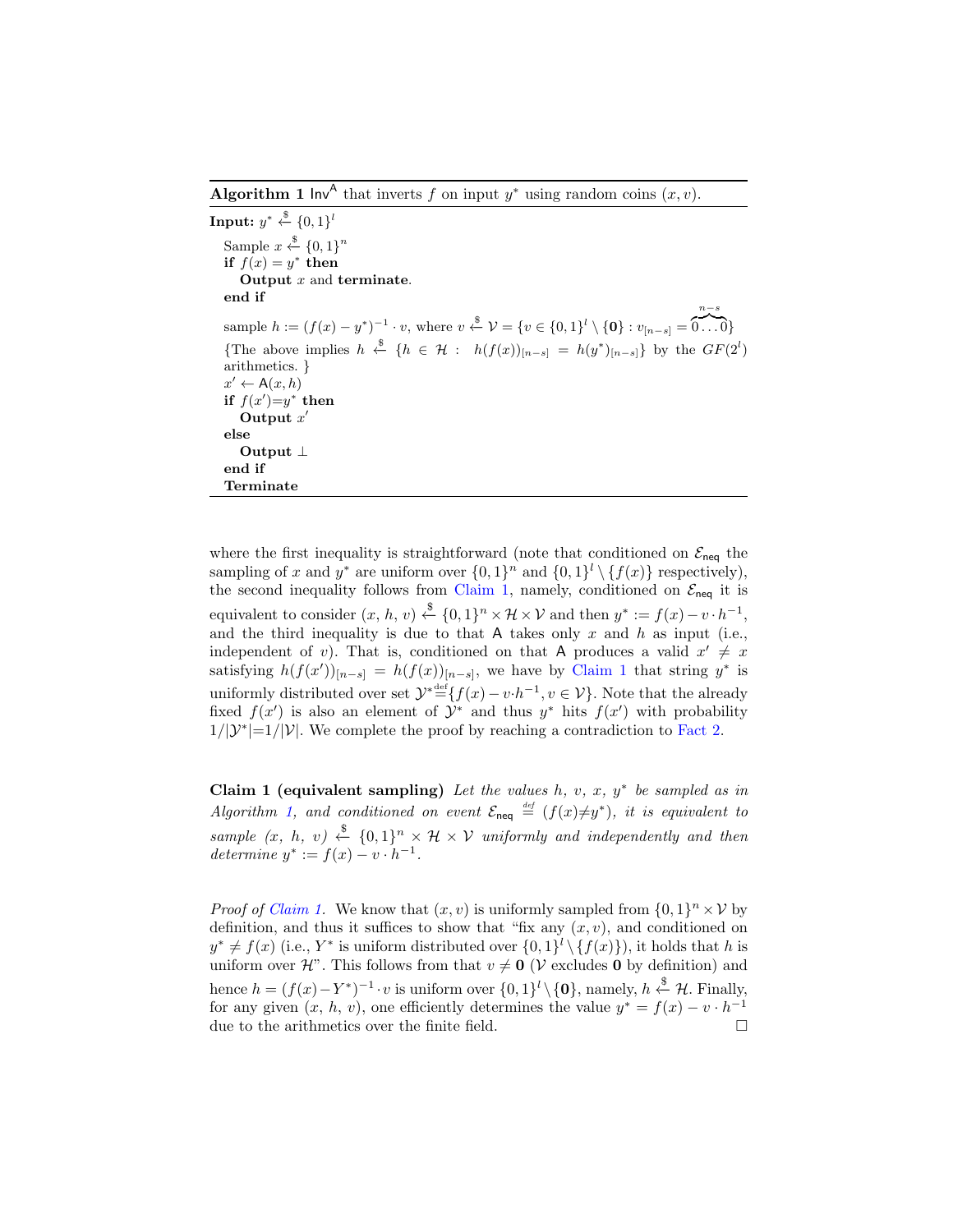**Algorithm 1** $\mathsf{Inv}^{\mathsf{A}}$ that inverts $f$ on input $y^*$ using random coins $(x, v)$.

**Input:** $y^* \xleftarrow{\$} \{0,1\}^l$

Sample $x \xleftarrow{\$} \{0,1\}^n$
**if** $f(x) = y^*$ **then**
  **Output** $x$ and **terminate**.
**end if**
sample $h := (f(x) - y^*)^{-1} \cdot v$, where $v \xleftarrow{\$} \mathcal{V} = \{v \in \{0,1\}^l \setminus \{\mathbf{0}\} : v_{[n-s]} = \overbrace{0 \ldots 0}^{n-s}\}$
{The above implies $h \xleftarrow{\$} \{h \in \mathcal{H} : \ h(f(x))_{[n-s]} = h(y^*)_{[n-s]}\}$ by the $GF(2^l)$ arithmetics. }
$x' \leftarrow \mathsf{A}(x, h)$
**if** $f(x') = y^*$ **then**
  **Output** $x'$
**else**
  **Output** $\perp$
**end if**
**Terminate**

where the first inequality is straightforward (note that conditioned on $\mathcal{E}_{\mathsf{neq}}$ the sampling of $x$ and $y^*$ are uniform over $\{0,1\}^n$ and $\{0,1\}^l \setminus \{f(x)\}$ respectively), the second inequality follows from Claim 1, namely, conditioned on $\mathcal{E}_{\mathsf{neq}}$ it is equivalent to consider $(x, h, v) \xleftarrow{\$} \{0,1\}^n \times \mathcal{H} \times \mathcal{V}$ and then $y^* := f(x) - v \cdot h^{-1}$, and the third inequality is due to that $\mathsf{A}$ takes only $x$ and $h$ as input (i.e., independent of $v$). That is, conditioned on that $\mathsf{A}$ produces a valid $x' \neq x$ satisfying $h(f(x'))_{[n-s]} = h(f(x))_{[n-s]}$, we have by Claim 1 that string $y^*$ is uniformly distributed over set $\mathcal{Y}^* \stackrel{\text{def}}{=} \{f(x) - v \cdot h^{-1}, v \in \mathcal{V}\}$. Note that the already fixed $f(x')$ is also an element of $\mathcal{Y}^*$ and thus $y^*$ hits $f(x')$ with probability $1/|\mathcal{Y}^*| = 1/|\mathcal{V}|$. We complete the proof by reaching a contradiction to Fact 2.

**Claim 1 (equivalent sampling)** *Let the values $h$, $v$, $x$, $y^*$ be sampled as in Algorithm 1, and conditioned on event $\mathcal{E}_{\mathsf{neq}} \stackrel{def}{=} (f(x) \neq y^*)$, it is equivalent to sample $(x, h, v) \xleftarrow{\$} \{0,1\}^n \times \mathcal{H} \times \mathcal{V}$ uniformly and independently and then determine $y^* := f(x) - v \cdot h^{-1}$.*

*Proof of Claim 1.* We know that $(x, v)$ is uniformly sampled from $\{0,1\}^n \times \mathcal{V}$ by definition, and thus it suffices to show that "fix any $(x, v)$, and conditioned on $y^* \neq f(x)$ (i.e., $Y^*$ is uniform distributed over $\{0,1\}^l \setminus \{f(x)\}$), it holds that $h$ is uniform over $\mathcal{H}$". This follows from that $v \neq \mathbf{0}$ ($\mathcal{V}$ excludes $\mathbf{0}$ by definition) and hence $h = (f(x) - Y^*)^{-1} \cdot v$ is uniform over $\{0,1\}^l \setminus \{\mathbf{0}\}$, namely, $h \xleftarrow{\$} \mathcal{H}$. Finally, for any given $(x, h, v)$, one efficiently determines the value $y^* = f(x) - v \cdot h^{-1}$ due to the arithmetics over the finite field. □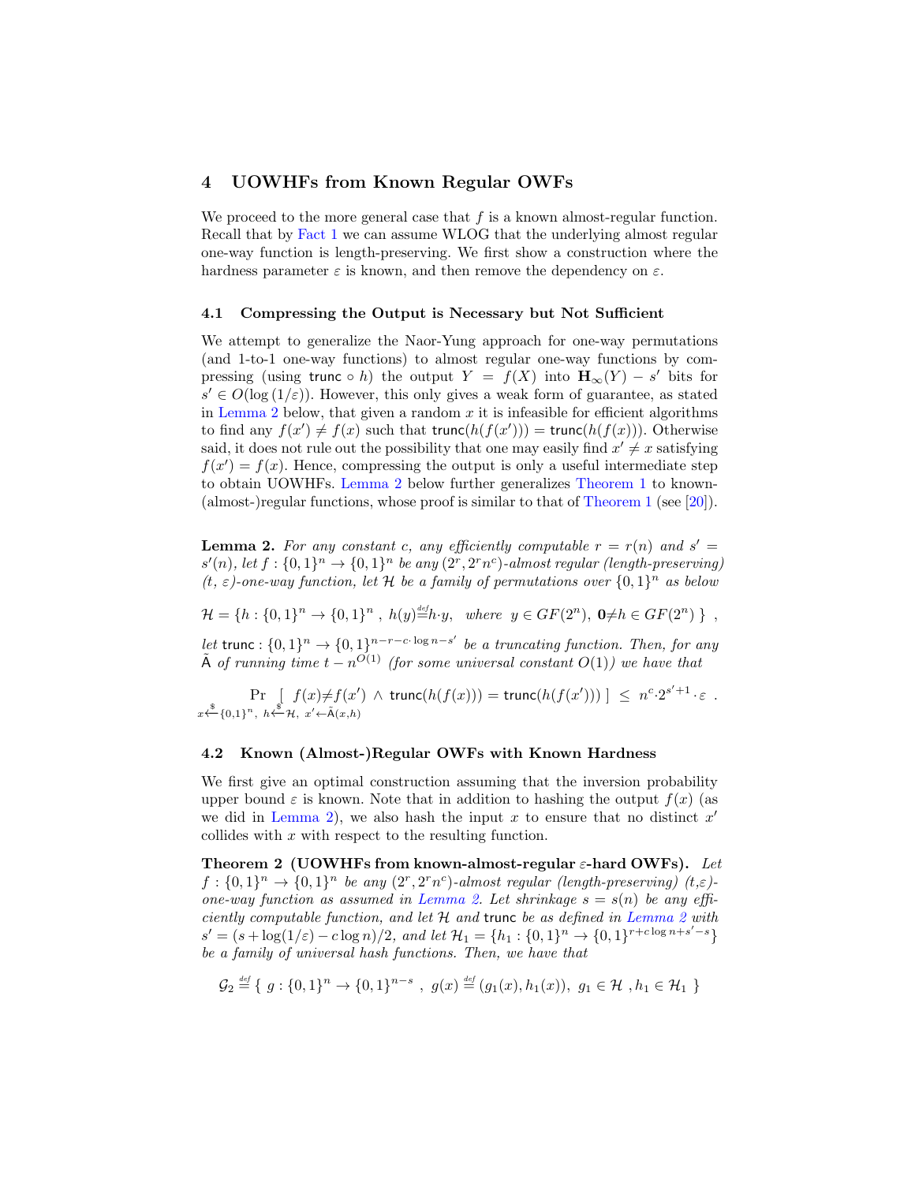## 4 UOWHFs from Known Regular OWFs

We proceed to the more general case that $f$ is a known almost-regular function. Recall that by Fact 1 we can assume WLOG that the underlying almost regular one-way function is length-preserving. We first show a construction where the hardness parameter $\varepsilon$ is known, and then remove the dependency on $\varepsilon$.

### 4.1 Compressing the Output is Necessary but Not Sufficient

We attempt to generalize the Naor-Yung approach for one-way permutations (and 1-to-1 one-way functions) to almost regular one-way functions by compressing (using $\mathsf{trunc} \circ h$) the output $Y = f(X)$ into $\mathbf{H}_\infty(Y) - s'$ bits for $s' \in O(\log(1/\varepsilon))$. However, this only gives a weak form of guarantee, as stated in Lemma 2 below, that given a random $x$ it is infeasible for efficient algorithms to find any $f(x') \neq f(x)$ such that $\mathsf{trunc}(h(f(x'))) = \mathsf{trunc}(h(f(x)))$. Otherwise said, it does not rule out the possibility that one may easily find $x' \neq x$ satisfying $f(x') = f(x)$. Hence, compressing the output is only a useful intermediate step to obtain UOWHFs. Lemma 2 below further generalizes Theorem 1 to known-(almost-)regular functions, whose proof is similar to that of Theorem 1 (see [20]).

**Lemma 2.** *For any constant $c$, any efficiently computable $r = r(n)$ and $s' = s'(n)$, let $f : \{0,1\}^n \to \{0,1\}^n$ be any $(2^r, 2^r n^c)$-almost regular (length-preserving) $(t, \varepsilon)$-one-way function, let $\mathcal{H}$ be a family of permutations over $\{0,1\}^n$ as below*

$$\mathcal{H} = \{h : \{0,1\}^n \to \{0,1\}^n \ , \ h(y) \stackrel{def}{=} h \cdot y, \ \ \text{where} \ \ y \in GF(2^n), \ \mathbf{0} \neq h \in GF(2^n) \ \} \ ,$$

*let $\mathsf{trunc} : \{0,1\}^n \to \{0,1\}^{n-r-c\cdot\log n - s'}$ be a truncating function. Then, for any $\tilde{\mathsf{A}}$ of running time $t - n^{O(1)}$ (for some universal constant $O(1)$) we have that*

$$\Pr_{x \xleftarrow{\$} \{0,1\}^n, \ h \xleftarrow{\$} \mathcal{H}, \ x' \leftarrow \tilde{\mathsf{A}}(x,h)} [ \ f(x) \neq f(x') \ \wedge \ \mathsf{trunc}(h(f(x))) = \mathsf{trunc}(h(f(x'))) \ ] \ \leq \ n^c \cdot 2^{s'+1} \cdot \varepsilon \ .$$

### 4.2 Known (Almost-)Regular OWFs with Known Hardness

We first give an optimal construction assuming that the inversion probability upper bound $\varepsilon$ is known. Note that in addition to hashing the output $f(x)$ (as we did in Lemma 2), we also hash the input $x$ to ensure that no distinct $x'$ collides with $x$ with respect to the resulting function.

**Theorem 2 (UOWHFs from known-almost-regular $\varepsilon$-hard OWFs).** *Let $f : \{0,1\}^n \to \{0,1\}^n$ be any $(2^r, 2^r n^c)$-almost regular (length-preserving) $(t,\varepsilon)$-one-way function as assumed in Lemma 2. Let shrinkage $s = s(n)$ be any efficiently computable function, and let $\mathcal{H}$ and $\mathsf{trunc}$ be as defined in Lemma 2 with $s' = (s + \log(1/\varepsilon) - c\log n)/2$, and let $\mathcal{H}_1 = \{h_1 : \{0,1\}^n \to \{0,1\}^{r + c\log n + s' - s}\}$ be a family of universal hash functions. Then, we have that*

$$\mathcal{G}_2 \stackrel{def}{=} \{ \ g : \{0,1\}^n \to \{0,1\}^{n-s} \ , \ g(x) \stackrel{def}{=} (g_1(x), h_1(x)), \ g_1 \in \mathcal{H} \ , h_1 \in \mathcal{H}_1 \ \}$$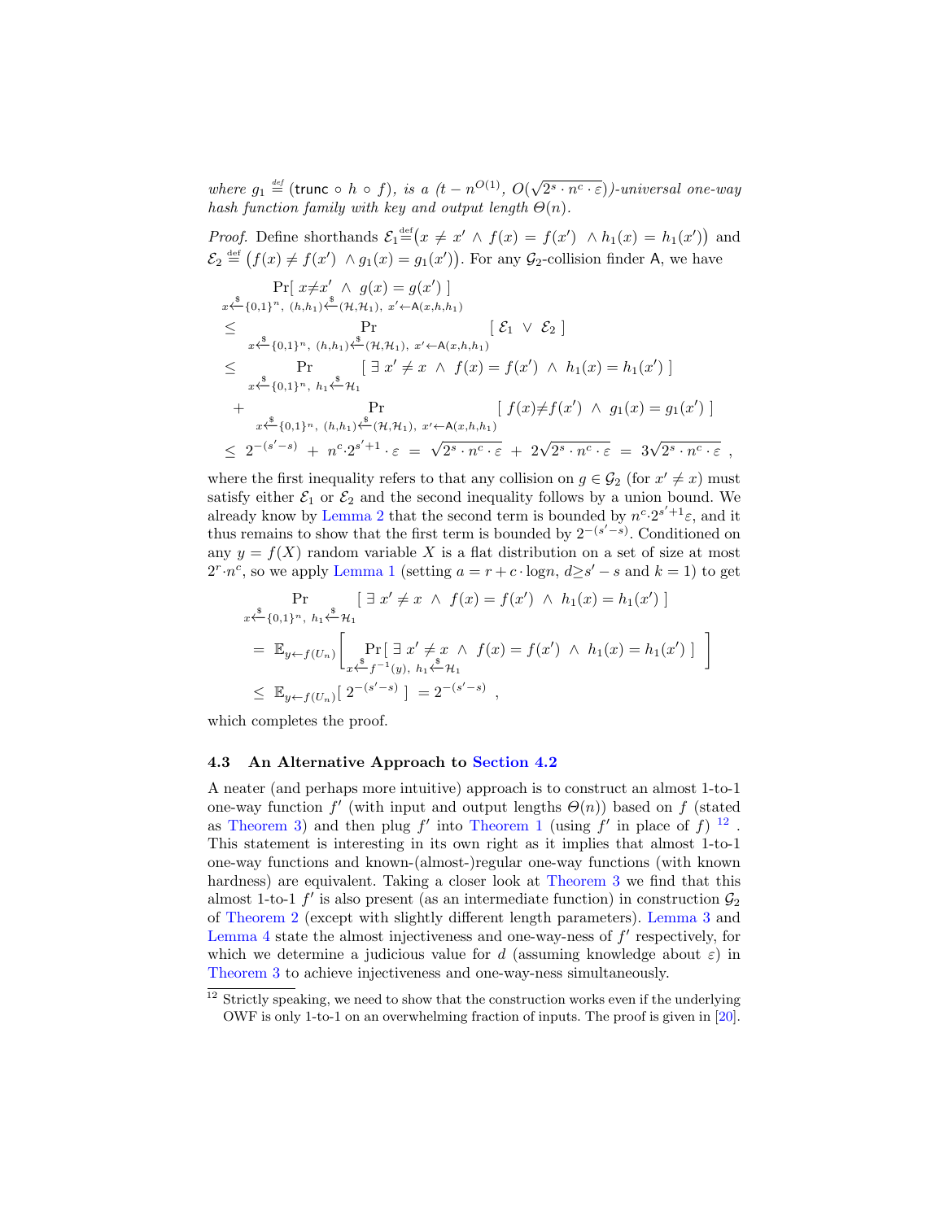*where $g_1 \stackrel{\text{def}}{=} (\mathsf{trunc} \circ h \circ f)$, is a $(t - n^{O(1)},\ O(\sqrt{2^s \cdot n^c \cdot \varepsilon}))$-universal one-way hash function family with key and output length $\Theta(n)$.*

*Proof.* Define shorthands $\mathcal{E}_1 \stackrel{\text{def}}{=} \big(x \neq x' \wedge f(x) = f(x') \ \wedge h_1(x) = h_1(x')\big)$ and $\mathcal{E}_2 \stackrel{\text{def}}{=} \big(f(x) \neq f(x') \ \wedge g_1(x) = g_1(x')\big)$. For any $\mathcal{G}_2$-collision finder $\mathsf{A}$, we have

$$
\begin{aligned}
&\Pr_{x \xleftarrow{\$} \{0,1\}^n,\ (h,h_1) \xleftarrow{\$} (\mathcal{H},\mathcal{H}_1),\ x' \leftarrow \mathsf{A}(x,h,h_1)}[\ x \neq x' \ \wedge\ g(x) = g(x')\ ] \\
\leq\ & \Pr_{x \xleftarrow{\$} \{0,1\}^n,\ (h,h_1) \xleftarrow{\$} (\mathcal{H},\mathcal{H}_1),\ x' \leftarrow \mathsf{A}(x,h,h_1)}[\ \mathcal{E}_1 \ \vee\ \mathcal{E}_2\ ] \\
\leq\ & \Pr_{x \xleftarrow{\$} \{0,1\}^n,\ h_1 \xleftarrow{\$} \mathcal{H}_1}[\ \exists\, x' \neq x \ \wedge\ f(x) = f(x') \ \wedge\ h_1(x) = h_1(x')\ ] \\
&+ \Pr_{x \xleftarrow{\$} \{0,1\}^n,\ (h,h_1) \xleftarrow{\$} (\mathcal{H},\mathcal{H}_1),\ x' \leftarrow \mathsf{A}(x,h,h_1)}[\ f(x) \neq f(x') \ \wedge\ g_1(x) = g_1(x')\ ] \\
\leq\ & 2^{-(s'-s)} \ +\ n^c \cdot 2^{s'+1} \cdot \varepsilon \ =\ \sqrt{2^s \cdot n^c \cdot \varepsilon} \ +\ 2\sqrt{2^s \cdot n^c \cdot \varepsilon} \ =\ 3\sqrt{2^s \cdot n^c \cdot \varepsilon}\ ,
\end{aligned}
$$

where the first inequality refers to that any collision on $g \in \mathcal{G}_2$ (for $x' \neq x$) must satisfy either $\mathcal{E}_1$ or $\mathcal{E}_2$ and the second inequality follows by a union bound. We already know by Lemma 2 that the second term is bounded by $n^c \cdot 2^{s'+1}\varepsilon$, and it thus remains to show that the first term is bounded by $2^{-(s'-s)}$. Conditioned on any $y = f(X)$ random variable $X$ is a flat distribution on a set of size at most $2^r \cdot n^c$, so we apply Lemma 1 (setting $a = r + c \cdot \log n$, $d \geq s' - s$ and $k = 1$) to get

$$
\begin{aligned}
&\Pr_{x \xleftarrow{\$} \{0,1\}^n,\ h_1 \xleftarrow{\$} \mathcal{H}_1}[\ \exists\, x' \neq x \ \wedge\ f(x) = f(x') \ \wedge\ h_1(x) = h_1(x')\ ] \\
=\ & \mathbb{E}_{y \leftarrow f(U_n)}\left[ \Pr_{x \xleftarrow{\$} f^{-1}(y),\ h_1 \xleftarrow{\$} \mathcal{H}_1}[\ \exists\, x' \neq x \ \wedge\ f(x) = f(x') \ \wedge\ h_1(x) = h_1(x')\ ] \right] \\
\leq\ & \mathbb{E}_{y \leftarrow f(U_n)}[\ 2^{-(s'-s)}\ ] \ = 2^{-(s'-s)}\ ,
\end{aligned}
$$

which completes the proof.

### 4.3 An Alternative Approach to Section 4.2

A neater (and perhaps more intuitive) approach is to construct an almost 1-to-1 one-way function $f'$ (with input and output lengths $\Theta(n)$) based on $f$ (stated as Theorem 3) and then plug $f'$ into Theorem 1 (using $f'$ in place of $f$) [12]. This statement is interesting in its own right as it implies that almost 1-to-1 one-way functions and known-(almost-)regular one-way functions (with known hardness) are equivalent. Taking a closer look at Theorem 3 we find that this almost 1-to-1 $f'$ is also present (as an intermediate function) in construction $\mathcal{G}_2$ of Theorem 2 (except with slightly different length parameters). Lemma 3 and Lemma 4 state the almost injectiveness and one-way-ness of $f'$ respectively, for which we determine a judicious value for $d$ (assuming knowledge about $\varepsilon$) in Theorem 3 to achieve injectiveness and one-way-ness simultaneously.

[12] Strictly speaking, we need to show that the construction works even if the underlying OWF is only 1-to-1 on an overwhelming fraction of inputs. The proof is given in [20].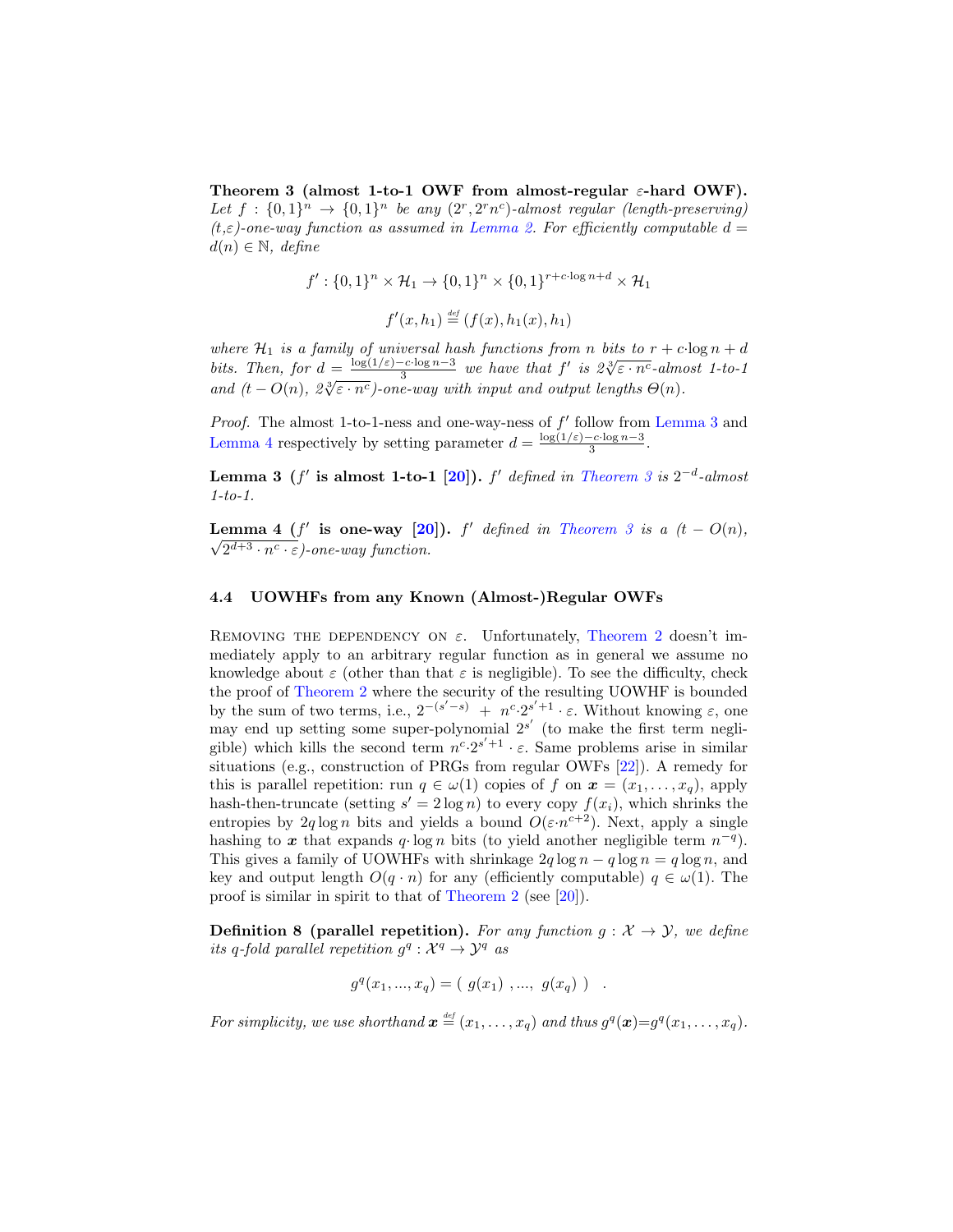**Theorem 3 (almost 1-to-1 OWF from almost-regular $\varepsilon$-hard OWF).** *Let $f : \{0,1\}^n \to \{0,1\}^n$ be any $(2^r, 2^r n^c)$-almost regular (length-preserving) $(t,\varepsilon)$-one-way function as assumed in Lemma 2. For efficiently computable $d = d(n) \in \mathbb{N}$, define*

$$f' : \{0,1\}^n \times \mathcal{H}_1 \to \{0,1\}^n \times \{0,1\}^{r+c\cdot\log n+d} \times \mathcal{H}_1$$

$$f'(x, h_1) \stackrel{\text{def}}{=} (f(x), h_1(x), h_1)$$

*where $\mathcal{H}_1$ is a family of universal hash functions from $n$ bits to $r + c\cdot\log n + d$ bits. Then, for $d = \frac{\log(1/\varepsilon)-c\cdot\log n-3}{3}$ we have that $f'$ is $2\sqrt[3]{\varepsilon \cdot n^c}$-almost 1-to-1 and $(t - O(n),\ 2\sqrt[3]{\varepsilon \cdot n^c})$-one-way with input and output lengths $\Theta(n)$.*

*Proof.* The almost 1-to-1-ness and one-way-ness of $f'$ follow from Lemma 3 and Lemma 4 respectively by setting parameter $d = \frac{\log(1/\varepsilon)-c\cdot\log n-3}{3}$.

**Lemma 3 ($f'$ is almost 1-to-1 [20]).** *$f'$ defined in Theorem 3 is $2^{-d}$-almost 1-to-1.*

**Lemma 4 ($f'$ is one-way [20]).** *$f'$ defined in Theorem 3 is a $(t - O(n),\ \sqrt{2^{d+3} \cdot n^c \cdot \varepsilon})$-one-way function.*

### 4.4 UOWHFs from any Known (Almost-)Regular OWFs

Removing the dependency on $\varepsilon$. Unfortunately, Theorem 2 doesn't immediately apply to an arbitrary regular function as in general we assume no knowledge about $\varepsilon$ (other than that $\varepsilon$ is negligible). To see the difficulty, check the proof of Theorem 2 where the security of the resulting UOWHF is bounded by the sum of two terms, i.e., $2^{-(s'-s)} + n^c \cdot 2^{s'+1} \cdot \varepsilon$. Without knowing $\varepsilon$, one may end up setting some super-polynomial $2^{s'}$ (to make the first term negligible) which kills the second term $n^c \cdot 2^{s'+1} \cdot \varepsilon$. Same problems arise in similar situations (e.g., construction of PRGs from regular OWFs [22]). A remedy for this is parallel repetition: run $q \in \omega(1)$ copies of $f$ on $\boldsymbol{x} = (x_1, \ldots, x_q)$, apply hash-then-truncate (setting $s' = 2\log n$) to every copy $f(x_i)$, which shrinks the entropies by $2q\log n$ bits and yields a bound $O(\varepsilon \cdot n^{c+2})$. Next, apply a single hashing to $\boldsymbol{x}$ that expands $q \cdot \log n$ bits (to yield another negligible term $n^{-q}$). This gives a family of UOWHFs with shrinkage $2q\log n - q\log n = q\log n$, and key and output length $O(q \cdot n)$ for any (efficiently computable) $q \in \omega(1)$. The proof is similar in spirit to that of Theorem 2 (see [20]).

**Definition 8 (parallel repetition).** *For any function $g : \mathcal{X} \to \mathcal{Y}$, we define its $q$-fold parallel repetition $g^q : \mathcal{X}^q \to \mathcal{Y}^q$ as*

$$g^q(x_1, ..., x_q) = (\ g(x_1)\ , ...,\ g(x_q)\ )\quad .$$

*For simplicity, we use shorthand $\boldsymbol{x} \stackrel{\text{def}}{=} (x_1, \ldots, x_q)$ and thus $g^q(\boldsymbol{x}) = g^q(x_1, \ldots, x_q)$.*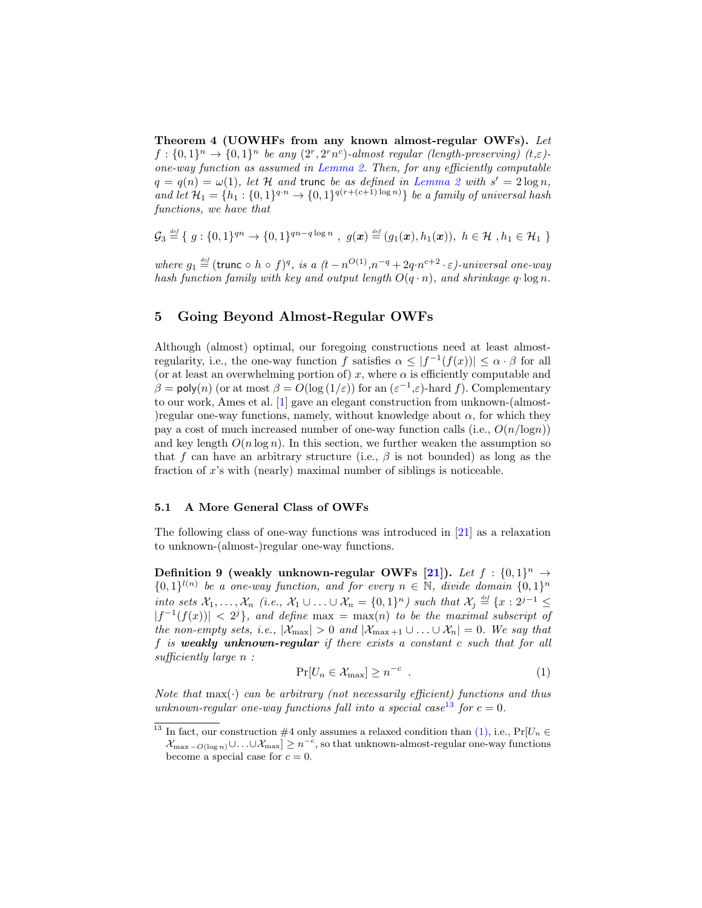**Theorem 4 (UOWHFs from any known almost-regular OWFs).** *Let $f : \{0,1\}^n \to \{0,1\}^n$ be any $(2^r, 2^r n^c)$-almost regular (length-preserving) $(t,\varepsilon)$-one-way function as assumed in Lemma 2. Then, for any efficiently computable $q = q(n) = \omega(1)$, let $\mathcal{H}$ and $\mathsf{trunc}$ be as defined in Lemma 2 with $s' = 2\log n$, and let $\mathcal{H}_1 = \{h_1 : \{0,1\}^{q\cdot n} \to \{0,1\}^{q(r+(c+1)\log n)}\}$ be a family of universal hash functions, we have that*

$$\mathcal{G}_3 \stackrel{def}{=} \{\ g : \{0,1\}^{qn} \to \{0,1\}^{qn - q\log n}\ ,\ g(\boldsymbol{x}) \stackrel{def}{=} (g_1(\boldsymbol{x}), h_1(\boldsymbol{x})),\ h \in \mathcal{H}\ , h_1 \in \mathcal{H}_1\ \}$$

*where $g_1 \stackrel{def}{=} (\mathsf{trunc} \circ h \circ f)^q$, is a $(t - n^{O(1)}, n^{-q} + 2q{\cdot}n^{c+2}\cdot\varepsilon)$-universal one-way hash function family with key and output length $O(q \cdot n)$, and shrinkage $q \cdot \log n$.*

## 5 Going Beyond Almost-Regular OWFs

Although (almost) optimal, our foregoing constructions need at least almost-regularity, i.e., the one-way function $f$ satisfies $\alpha \le |f^{-1}(f(x))| \le \alpha \cdot \beta$ for all (or at least an overwhelming portion of) $x$, where $\alpha$ is efficiently computable and $\beta = \mathsf{poly}(n)$ (or at most $\beta = O(\log(1/\varepsilon))$ for an $(\varepsilon^{-1}$,$\varepsilon)$-hard $f$). Complementary to our work, Ames et al. [1] gave an elegant construction from unknown-(almost-)regular one-way functions, namely, without knowledge about $\alpha$, for which they pay a cost of much increased number of one-way function calls (i.e., $O(n/\log n)$) and key length $O(n \log n)$. In this section, we further weaken the assumption so that $f$ can have an arbitrary structure (i.e., $\beta$ is not bounded) as long as the fraction of $x$'s with (nearly) maximal number of siblings is noticeable.

### 5.1 A More General Class of OWFs

The following class of one-way functions was introduced in [21] as a relaxation to unknown-(almost-)regular one-way functions.

**Definition 9 (weakly unknown-regular OWFs [21]).** *Let $f : \{0,1\}^n \to \{0,1\}^{l(n)}$ be a one-way function, and for every $n \in \mathbb{N}$, divide domain $\{0,1\}^n$ into sets $\mathcal{X}_1, \ldots, \mathcal{X}_n$ (i.e., $\mathcal{X}_1 \cup \ldots \cup \mathcal{X}_n = \{0,1\}^n$) such that $\mathcal{X}_j \stackrel{def}{=} \{x : 2^{j-1} \le |f^{-1}(f(x))| < 2^j\}$, and define $\max = \max(n)$ to be the maximal subscript of the non-empty sets, i.e., $|\mathcal{X}_{\max}| > 0$ and $|\mathcal{X}_{\max+1} \cup \ldots \cup \mathcal{X}_n| = 0$. We say that $f$ is **weakly unknown-regular** if there exists a constant $c$ such that for all sufficiently large $n$ :*

$$\Pr[U_n \in \mathcal{X}_{\max}] \ge n^{-c}\ . \tag{1}$$

*Note that $\max(\cdot)$ can be arbitrary (not necessarily efficient) functions and thus unknown-regular one-way functions fall into a special case[13] for $c = 0$.*

[13] In fact, our construction #4 only assumes a relaxed condition than (1), i.e., $\Pr[U_n \in \mathcal{X}_{\max - O(\log n)} \cup \ldots \cup \mathcal{X}_{\max}] \ge n^{-c}$, so that unknown-almost-regular one-way functions become a special case for $c = 0$.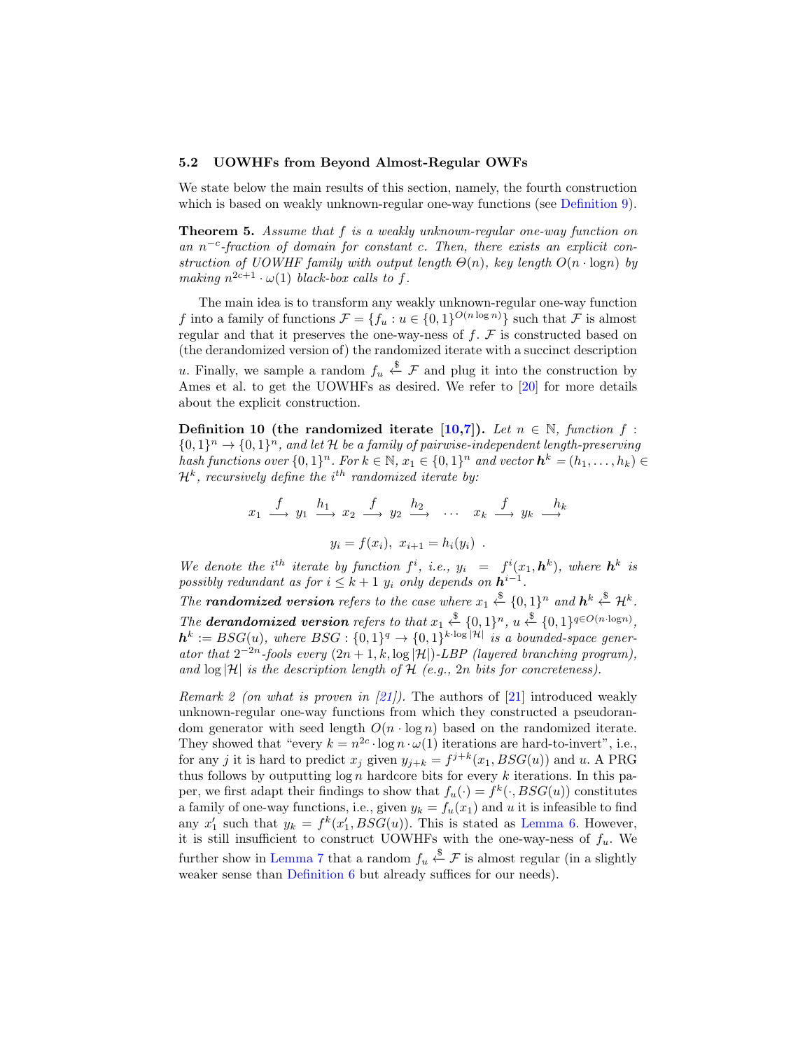### 5.2 UOWHFs from Beyond Almost-Regular OWFs

We state below the main results of this section, namely, the fourth construction which is based on weakly unknown-regular one-way functions (see Definition 9).

**Theorem 5.** *Assume that $f$ is a weakly unknown-regular one-way function on an $n^{-c}$-fraction of domain for constant $c$. Then, there exists an explicit construction of UOWHF family with output length $\Theta(n)$, key length $O(n \cdot \log n)$ by making $n^{2c+1} \cdot \omega(1)$ black-box calls to $f$.*

The main idea is to transform any weakly unknown-regular one-way function $f$ into a family of functions $\mathcal{F} = \{f_u : u \in \{0,1\}^{O(n \log n)}\}$ such that $\mathcal{F}$ is almost regular and that it preserves the one-way-ness of $f$. $\mathcal{F}$ is constructed based on (the derandomized version of) the randomized iterate with a succinct description $u$. Finally, we sample a random $f_u \xleftarrow{\$} \mathcal{F}$ and plug it into the construction by Ames et al. to get the UOWHFs as desired. We refer to [20] for more details about the explicit construction.

**Definition 10 (the randomized iterate [10,7]).** *Let $n \in \mathbb{N}$, function $f : \{0,1\}^n \to \{0,1\}^n$, and let $\mathcal{H}$ be a family of pairwise-independent length-preserving hash functions over $\{0,1\}^n$. For $k \in \mathbb{N}$, $x_1 \in \{0,1\}^n$ and vector $\boldsymbol{h}^k = (h_1, \ldots, h_k) \in \mathcal{H}^k$, recursively define the $i^{th}$ randomized iterate by:*

$$x_1 \xrightarrow{f} y_1 \xrightarrow{h_1} x_2 \xrightarrow{f} y_2 \xrightarrow{h_2} \cdots \quad x_k \xrightarrow{f} y_k \xrightarrow{h_k}$$

$$y_i = f(x_i), \; x_{i+1} = h_i(y_i) \; .$$

*We denote the $i^{th}$ iterate by function $f^i$, i.e., $y_i = f^i(x_1, \boldsymbol{h}^k)$, where $\boldsymbol{h}^k$ is possibly redundant as for $i \leq k+1$ $y_i$ only depends on $\boldsymbol{h}^{i-1}$.*
*The **randomized version** refers to the case where $x_1 \xleftarrow{\$} \{0,1\}^n$ and $\boldsymbol{h}^k \xleftarrow{\$} \mathcal{H}^k$. The **derandomized version** refers to that $x_1 \xleftarrow{\$} \{0,1\}^n$, $u \xleftarrow{\$} \{0,1\}^{q \in O(n \cdot \log n)}$, $\boldsymbol{h}^k := BSG(u)$, where $BSG : \{0,1\}^q \to \{0,1\}^{k \cdot \log|\mathcal{H}|}$ is a bounded-space generator that $2^{-2n}$-fools every $(2n+1, k, \log|\mathcal{H}|)$-LBP (layered branching program), and $\log|\mathcal{H}|$ is the description length of $\mathcal{H}$ (e.g., $2n$ bits for concreteness).*

*Remark 2 (on what is proven in [21]).* The authors of [21] introduced weakly unknown-regular one-way functions from which they constructed a pseudorandom generator with seed length $O(n \cdot \log n)$ based on the randomized iterate. They showed that "every $k = n^{2c} \cdot \log n \cdot \omega(1)$ iterations are hard-to-invert", i.e., for any $j$ it is hard to predict $x_j$ given $y_{j+k} = f^{j+k}(x_1, BSG(u))$ and $u$. A PRG thus follows by outputting $\log n$ hardcore bits for every $k$ iterations. In this paper, we first adapt their findings to show that $f_u(\cdot) = f^k(\cdot, BSG(u))$ constitutes a family of one-way functions, i.e., given $y_k = f_u(x_1)$ and $u$ it is infeasible to find any $x_1'$ such that $y_k = f^k(x_1', BSG(u))$. This is stated as Lemma 6. However, it is still insufficient to construct UOWHFs with the one-way-ness of $f_u$. We further show in Lemma 7 that a random $f_u \xleftarrow{\$} \mathcal{F}$ is almost regular (in a slightly weaker sense than Definition 6 but already suffices for our needs).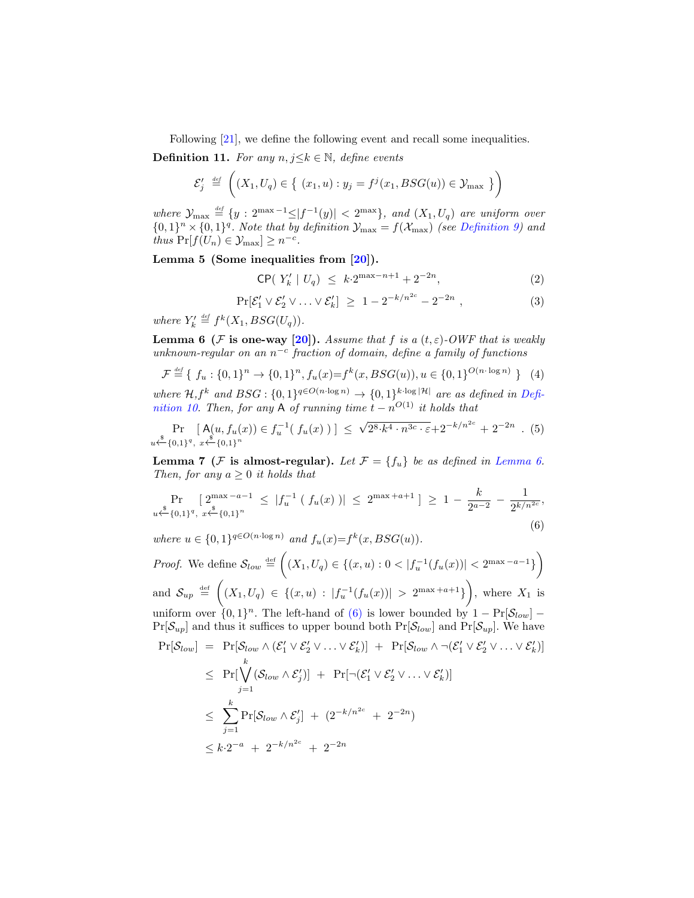Following [21], we define the following event and recall some inequalities.

**Definition 11.** *For any $n, j \leq k \in \mathbb{N}$, define events*

$$\mathcal{E}'_j \stackrel{def}{=} \left( (X_1, U_q) \in \{ (x_1, u) : y_j = f^j(x_1, BSG(u)) \in \mathcal{Y}_{\max} \} \right)$$

*where $\mathcal{Y}_{\max} \stackrel{def}{=} \{y : 2^{\max -1} \leq |f^{-1}(y)| < 2^{\max}\}$, and $(X_1, U_q)$ are uniform over $\{0,1\}^n \times \{0,1\}^q$. Note that by definition $\mathcal{Y}_{\max} = f(\mathcal{X}_{\max})$ (see Definition 9) and thus $\Pr[f(U_n) \in \mathcal{Y}_{\max}] \geq n^{-c}$.*

**Lemma 5 (Some inequalities from [20]).**

$$\mathsf{CP}(\ Y'_k \mid U_q) \ \leq \ k \cdot 2^{\max - n + 1} + 2^{-2n}, \tag{2}$$

$$\Pr[\mathcal{E}'_1 \vee \mathcal{E}'_2 \vee \ldots \vee \mathcal{E}'_k] \ \geq \ 1 - 2^{-k/n^{2c}} - 2^{-2n} \ , \tag{3}$$

*where $Y'_k \stackrel{def}{=} f^k(X_1, BSG(U_q))$.*

**Lemma 6 ($\mathcal{F}$ is one-way [20]).** *Assume that $f$ is a $(t, \varepsilon)$-OWF that is weakly unknown-regular on an $n^{-c}$ fraction of domain, define a family of functions*

$$\mathcal{F} \stackrel{def}{=} \{ \ f_u : \{0,1\}^n \to \{0,1\}^n, f_u(x) = f^k(x, BSG(u)), u \in \{0,1\}^{O(n \cdot \log n)} \ \} \tag{4}$$

*where $\mathcal{H}$, $f^k$ and $BSG : \{0,1\}^{q \in O(n \cdot \log n)} \to \{0,1\}^{k \cdot \log |\mathcal{H}|}$ are as defined in Definition 10. Then, for any $\mathsf{A}$ of running time $t - n^{O(1)}$ it holds that*

$$\Pr_{u \xleftarrow{\$} \{0,1\}^q, \ x \xleftarrow{\$} \{0,1\}^n} [\ \mathsf{A}(u, f_u(x)) \in f_u^{-1}(\ f_u(x)\ )\ ] \ \leq \ \sqrt{2^8 \cdot k^4 \cdot n^{3c} \cdot \varepsilon} + 2^{-k/n^{2c}} + 2^{-2n} \ . \tag{5}$$

**Lemma 7 ($\mathcal{F}$ is almost-regular).** *Let $\mathcal{F} = \{f_u\}$ be as defined in Lemma 6. Then, for any $a \geq 0$ it holds that*

$$\Pr_{u \xleftarrow{\$} \{0,1\}^q, \ x \xleftarrow{\$} \{0,1\}^n} [\ 2^{\max - a - 1} \ \leq \ |f_u^{-1}\ (\ f_u(x)\ )| \ \leq \ 2^{\max + a + 1}\ ] \ \geq \ 1 - \frac{k}{2^{a-2}} - \frac{1}{2^{k/n^{2c}}}, \tag{6}$$

*where $u \in \{0,1\}^{q \in O(n \cdot \log n)}$ and $f_u(x) = f^k(x, BSG(u))$.*

*Proof.* We define $\mathcal{S}_{low} \stackrel{\text{def}}{=} \left( (X_1, U_q) \in \{(x, u) : 0 < |f_u^{-1}(f_u(x))| < 2^{\max - a - 1}\} \right)$ and $\mathcal{S}_{up} \stackrel{\text{def}}{=} \left( (X_1, U_q) \in \{(x, u) : |f_u^{-1}(f_u(x))| > 2^{\max + a + 1}\} \right)$, where $X_1$ is uniform over $\{0,1\}^n$. The left-hand of (6) is lower bounded by $1 - \Pr[\mathcal{S}_{low}] - \Pr[\mathcal{S}_{up}]$ and thus it suffices to upper bound both $\Pr[\mathcal{S}_{low}]$ and $\Pr[\mathcal{S}_{up}]$. We have

$$\begin{aligned}
\Pr[\mathcal{S}_{low}] \ &= \ \Pr[\mathcal{S}_{low} \wedge (\mathcal{E}'_1 \vee \mathcal{E}'_2 \vee \ldots \vee \mathcal{E}'_k)] \ + \ \Pr[\mathcal{S}_{low} \wedge \neg(\mathcal{E}'_1 \vee \mathcal{E}'_2 \vee \ldots \vee \mathcal{E}'_k)] \\
&\leq \ \Pr[\bigvee_{j=1}^{k} (\mathcal{S}_{low} \wedge \mathcal{E}'_j)] \ + \ \Pr[\neg(\mathcal{E}'_1 \vee \mathcal{E}'_2 \vee \ldots \vee \mathcal{E}'_k)] \\
&\leq \ \sum_{j=1}^{k} \Pr[\mathcal{S}_{low} \wedge \mathcal{E}'_j] \ + \ (2^{-k/n^{2c}} \ + \ 2^{-2n}) \\
&\leq k \cdot 2^{-a} \ + \ 2^{-k/n^{2c}} \ + \ 2^{-2n}
\end{aligned}$$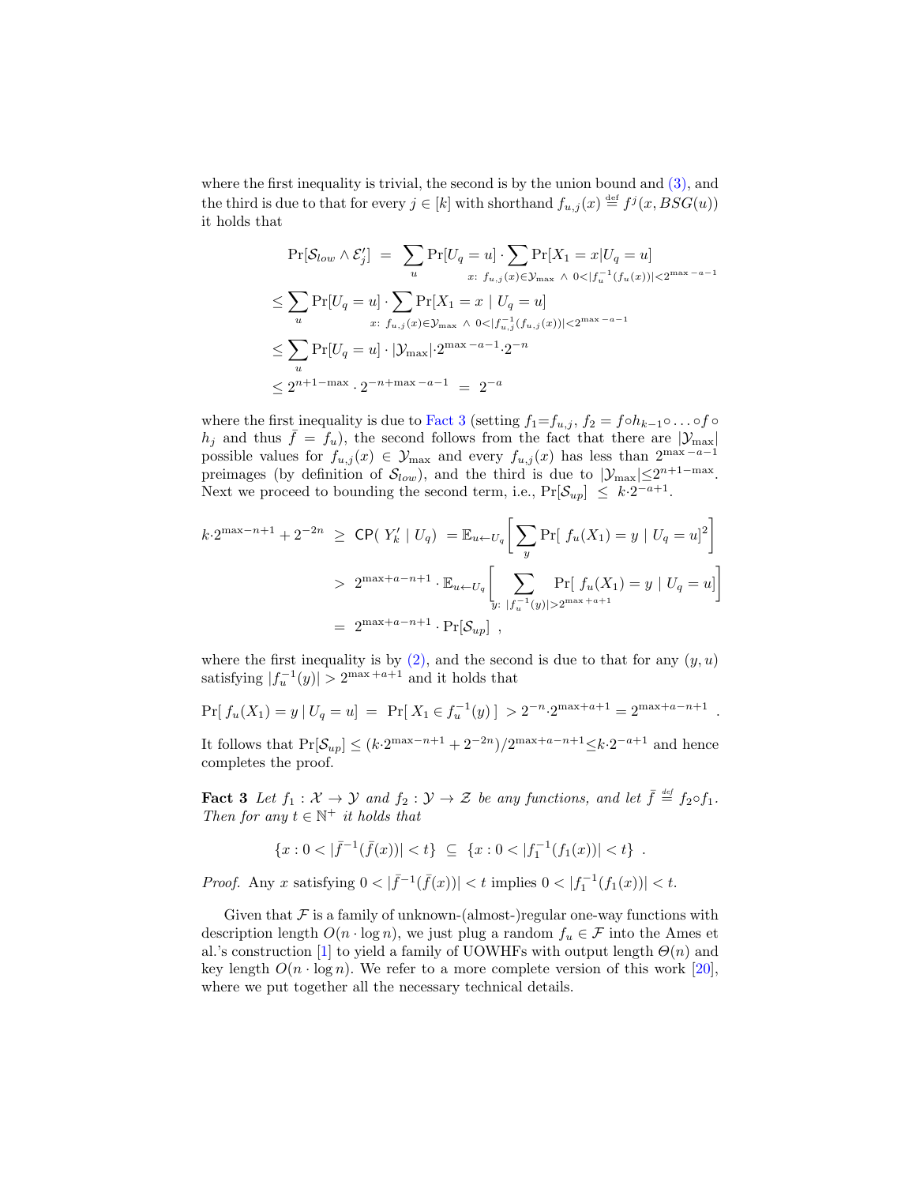where the first inequality is trivial, the second is by the union bound and (3), and the third is due to that for every $j \in [k]$ with shorthand $f_{u,j}(x) \stackrel{\text{def}}{=} f^j(x, BSG(u))$ it holds that

$$
\begin{aligned}
\Pr[\mathcal{S}_{low} \wedge \mathcal{E}'_j] \;&=\; \sum_u \Pr[U_q = u] \cdot \sum_{x:\; f_{u,j}(x) \in \mathcal{Y}_{\max} \;\wedge\; 0 < |f_u^{-1}(f_u(x))| < 2^{\max - a - 1}} \Pr[X_1 = x | U_q = u] \\
&\leq \sum_u \Pr[U_q = u] \cdot \sum_{x:\; f_{u,j}(x) \in \mathcal{Y}_{\max} \;\wedge\; 0 < |f_{u,j}^{-1}(f_{u,j}(x))| < 2^{\max - a - 1}} \Pr[X_1 = x \mid U_q = u] \\
&\leq \sum_u \Pr[U_q = u] \cdot |\mathcal{Y}_{\max}| \cdot 2^{\max - a - 1} \cdot 2^{-n} \\
&\leq 2^{n+1-\max} \cdot 2^{-n+\max - a - 1} \;=\; 2^{-a}
\end{aligned}
$$

where the first inequality is due to Fact 3 (setting $f_1 = f_{u,j}$, $f_2 = f \circ h_{k-1} \circ \ldots \circ f \circ h_j$ and thus $\bar{f} = f_u$), the second follows from the fact that there are $|\mathcal{Y}_{\max}|$ possible values for $f_{u,j}(x) \in \mathcal{Y}_{\max}$ and every $f_{u,j}(x)$ has less than $2^{\max - a - 1}$ preimages (by definition of $\mathcal{S}_{low}$), and the third is due to $|\mathcal{Y}_{\max}| \leq 2^{n+1-\max}$. Next we proceed to bounding the second term, i.e., $\Pr[\mathcal{S}_{up}] \;\leq\; k \cdot 2^{-a+1}$.

$$
\begin{aligned}
k \cdot 2^{\max - n + 1} + 2^{-2n} \;&\geq\; \mathsf{CP}(\; Y'_k \mid U_q) \;=\mathbb{E}_{u \leftarrow U_q}\Big[\sum_y \Pr[\; f_u(X_1) = y \mid U_q = u]^2\Big] \\
&>\; 2^{\max + a - n + 1} \cdot \mathbb{E}_{u \leftarrow U_q}\Big[\sum_{y:\; |f_u^{-1}(y)| > 2^{\max + a + 1}} \Pr[\; f_u(X_1) = y \mid U_q = u]\Big] \\
&=\; 2^{\max + a - n + 1} \cdot \Pr[\mathcal{S}_{up}] \;,
\end{aligned}
$$

where the first inequality is by (2), and the second is due to that for any $(y, u)$ satisfying $|f_u^{-1}(y)| > 2^{\max + a + 1}$ and it holds that

$$
\Pr[\; f_u(X_1) = y \,|\, U_q = u] \;=\; \Pr[\; X_1 \in f_u^{-1}(y)\;] \;> 2^{-n} \cdot 2^{\max + a + 1} = 2^{\max + a - n + 1} \;\;.
$$

It follows that $\Pr[\mathcal{S}_{up}] \leq (k \cdot 2^{\max - n + 1} + 2^{-2n})/2^{\max + a - n + 1} \leq k \cdot 2^{-a+1}$ and hence completes the proof.

**Fact 3** *Let $f_1 : \mathcal{X} \to \mathcal{Y}$ and $f_2 : \mathcal{Y} \to \mathcal{Z}$ be any functions, and let $\bar{f} \stackrel{\text{def}}{=} f_2 \circ f_1$. Then for any $t \in \mathbb{N}^+$ it holds that*

$$
\{x : 0 < |\bar{f}^{-1}(\bar{f}(x))| < t\} \;\subseteq\; \{x : 0 < |f_1^{-1}(f_1(x))| < t\} \;\;.
$$

*Proof.* Any $x$ satisfying $0 < |\bar{f}^{-1}(\bar{f}(x))| < t$ implies $0 < |f_1^{-1}(f_1(x))| < t$.

Given that $\mathcal{F}$ is a family of unknown-(almost-)regular one-way functions with description length $O(n \cdot \log n)$, we just plug a random $f_u \in \mathcal{F}$ into the Ames et al.'s construction [1] to yield a family of UOWHFs with output length $\Theta(n)$ and key length $O(n \cdot \log n)$. We refer to a more complete version of this work [20], where we put together all the necessary technical details.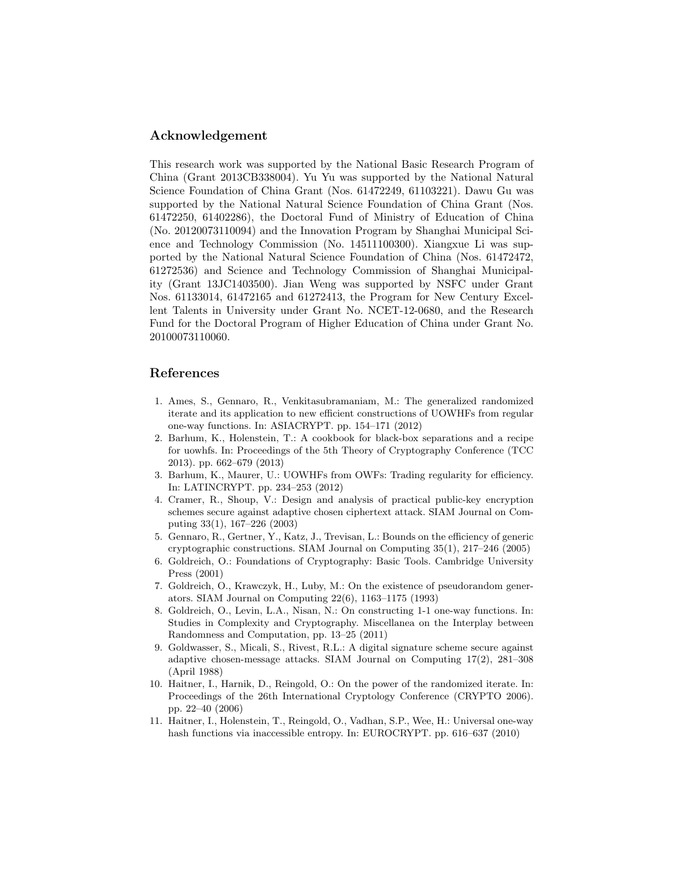## Acknowledgement

This research work was supported by the National Basic Research Program of China (Grant 2013CB338004). Yu Yu was supported by the National Natural Science Foundation of China Grant (Nos. 61472249, 61103221). Dawu Gu was supported by the National Natural Science Foundation of China Grant (Nos. 61472250, 61402286), the Doctoral Fund of Ministry of Education of China (No. 20120073110094) and the Innovation Program by Shanghai Municipal Science and Technology Commission (No. 14511100300). Xiangxue Li was supported by the National Natural Science Foundation of China (Nos. 61472472, 61272536) and Science and Technology Commission of Shanghai Municipality (Grant 13JC1403500). Jian Weng was supported by NSFC under Grant Nos. 61133014, 61472165 and 61272413, the Program for New Century Excellent Talents in University under Grant No. NCET-12-0680, and the Research Fund for the Doctoral Program of Higher Education of China under Grant No. 20100073110060.

## References

1. Ames, S., Gennaro, R., Venkitasubramaniam, M.: The generalized randomized iterate and its application to new efficient constructions of UOWHFs from regular one-way functions. In: ASIACRYPT. pp. 154–171 (2012)
2. Barhum, K., Holenstein, T.: A cookbook for black-box separations and a recipe for uowhfs. In: Proceedings of the 5th Theory of Cryptography Conference (TCC 2013). pp. 662–679 (2013)
3. Barhum, K., Maurer, U.: UOWHFs from OWFs: Trading regularity for efficiency. In: LATINCRYPT. pp. 234–253 (2012)
4. Cramer, R., Shoup, V.: Design and analysis of practical public-key encryption schemes secure against adaptive chosen ciphertext attack. SIAM Journal on Computing 33(1), 167–226 (2003)
5. Gennaro, R., Gertner, Y., Katz, J., Trevisan, L.: Bounds on the efficiency of generic cryptographic constructions. SIAM Journal on Computing 35(1), 217–246 (2005)
6. Goldreich, O.: Foundations of Cryptography: Basic Tools. Cambridge University Press (2001)
7. Goldreich, O., Krawczyk, H., Luby, M.: On the existence of pseudorandom generators. SIAM Journal on Computing 22(6), 1163–1175 (1993)
8. Goldreich, O., Levin, L.A., Nisan, N.: On constructing 1-1 one-way functions. In: Studies in Complexity and Cryptography. Miscellanea on the Interplay between Randomness and Computation, pp. 13–25 (2011)
9. Goldwasser, S., Micali, S., Rivest, R.L.: A digital signature scheme secure against adaptive chosen-message attacks. SIAM Journal on Computing 17(2), 281–308 (April 1988)
10. Haitner, I., Harnik, D., Reingold, O.: On the power of the randomized iterate. In: Proceedings of the 26th International Cryptology Conference (CRYPTO 2006). pp. 22–40 (2006)
11. Haitner, I., Holenstein, T., Reingold, O., Vadhan, S.P., Wee, H.: Universal one-way hash functions via inaccessible entropy. In: EUROCRYPT. pp. 616–637 (2010)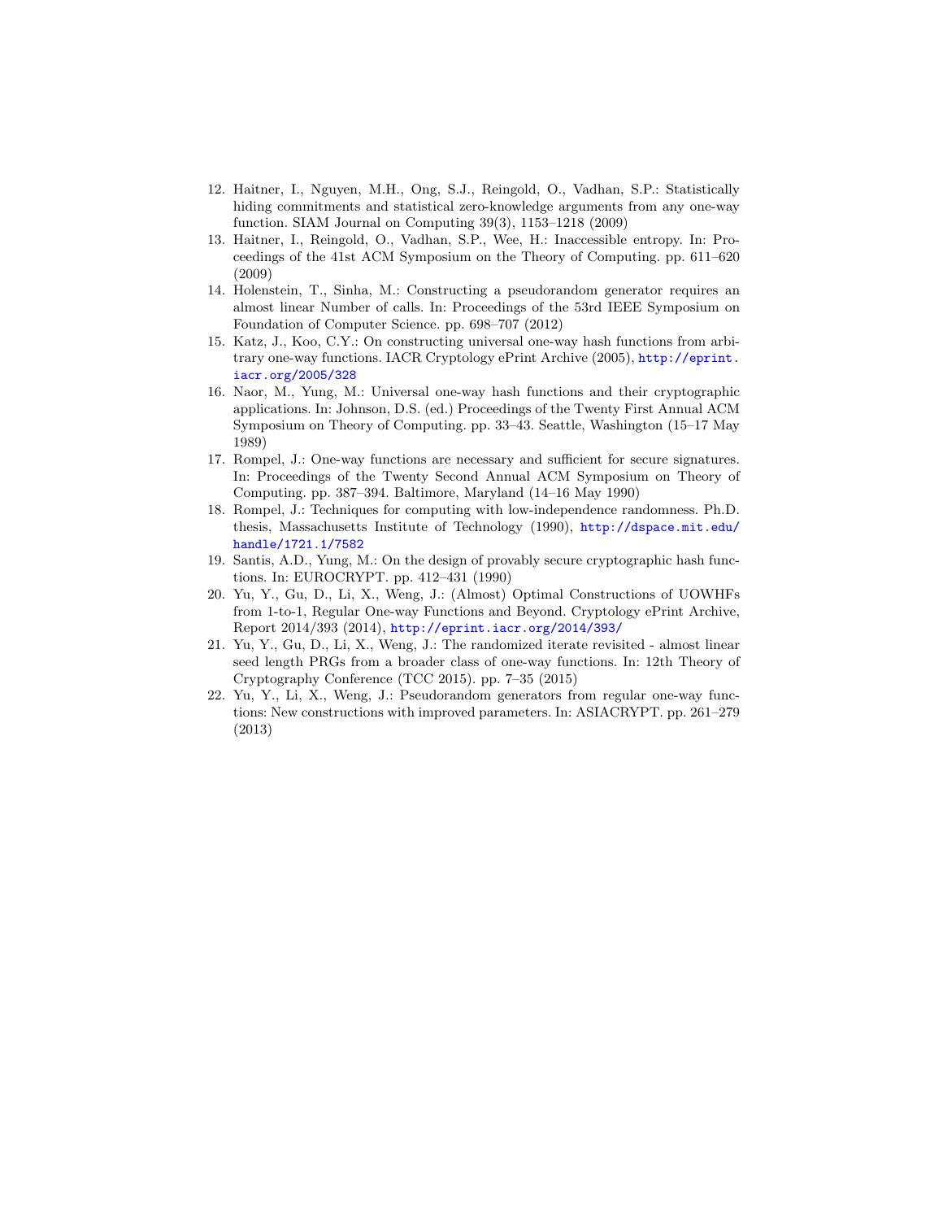12. Haitner, I., Nguyen, M.H., Ong, S.J., Reingold, O., Vadhan, S.P.: Statistically hiding commitments and statistical zero-knowledge arguments from any one-way function. SIAM Journal on Computing 39(3), 1153–1218 (2009)
13. Haitner, I., Reingold, O., Vadhan, S.P., Wee, H.: Inaccessible entropy. In: Proceedings of the 41st ACM Symposium on the Theory of Computing. pp. 611–620 (2009)
14. Holenstein, T., Sinha, M.: Constructing a pseudorandom generator requires an almost linear Number of calls. In: Proceedings of the 53rd IEEE Symposium on Foundation of Computer Science. pp. 698–707 (2012)
15. Katz, J., Koo, C.Y.: On constructing universal one-way hash functions from arbitrary one-way functions. IACR Cryptology ePrint Archive (2005), http://eprint.iacr.org/2005/328
16. Naor, M., Yung, M.: Universal one-way hash functions and their cryptographic applications. In: Johnson, D.S. (ed.) Proceedings of the Twenty First Annual ACM Symposium on Theory of Computing. pp. 33–43. Seattle, Washington (15–17 May 1989)
17. Rompel, J.: One-way functions are necessary and sufficient for secure signatures. In: Proceedings of the Twenty Second Annual ACM Symposium on Theory of Computing. pp. 387–394. Baltimore, Maryland (14–16 May 1990)
18. Rompel, J.: Techniques for computing with low-independence randomness. Ph.D. thesis, Massachusetts Institute of Technology (1990), http://dspace.mit.edu/handle/1721.1/7582
19. Santis, A.D., Yung, M.: On the design of provably secure cryptographic hash functions. In: EUROCRYPT. pp. 412–431 (1990)
20. Yu, Y., Gu, D., Li, X., Weng, J.: (Almost) Optimal Constructions of UOWHFs from 1-to-1, Regular One-way Functions and Beyond. Cryptology ePrint Archive, Report 2014/393 (2014), http://eprint.iacr.org/2014/393/
21. Yu, Y., Gu, D., Li, X., Weng, J.: The randomized iterate revisited - almost linear seed length PRGs from a broader class of one-way functions. In: 12th Theory of Cryptography Conference (TCC 2015). pp. 7–35 (2015)
22. Yu, Y., Li, X., Weng, J.: Pseudorandom generators from regular one-way functions: New constructions with improved parameters. In: ASIACRYPT. pp. 261–279 (2013)